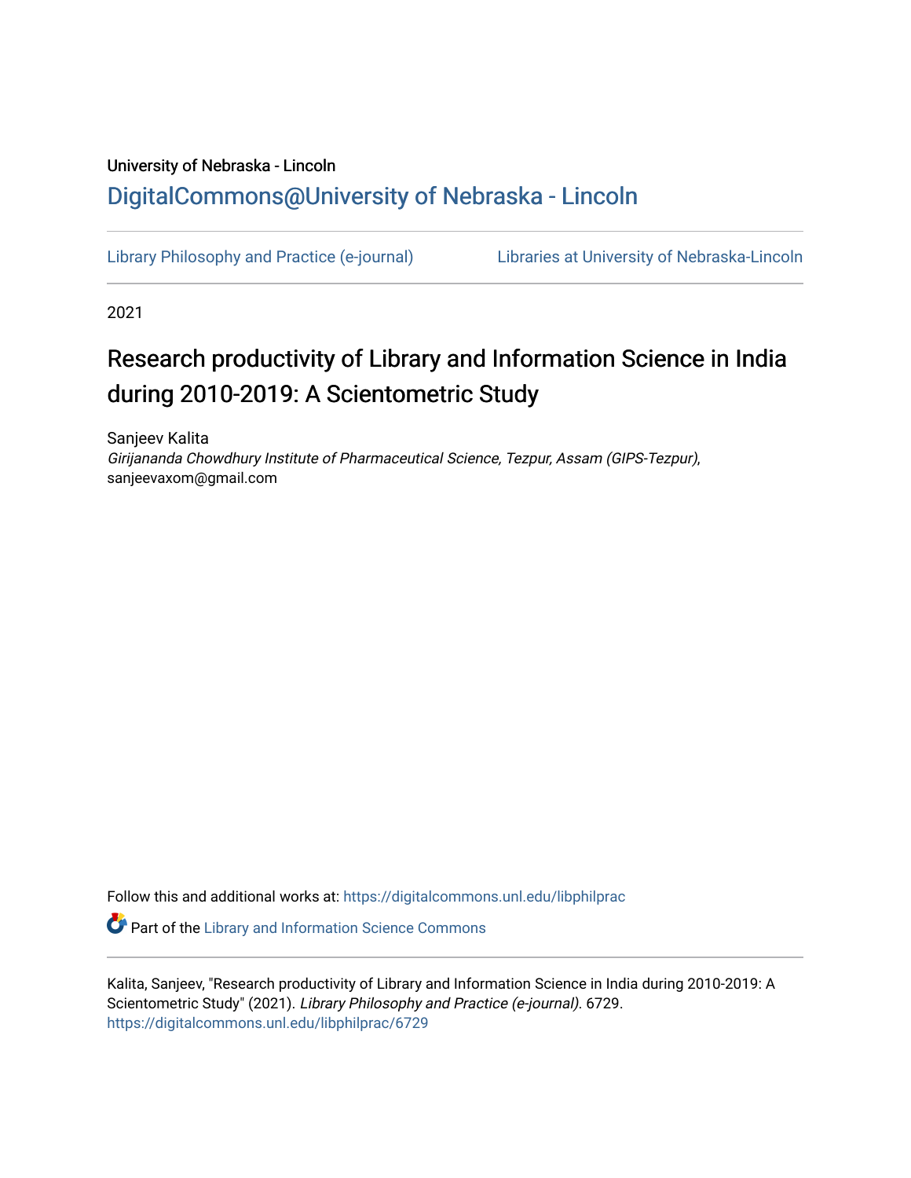University of Nebraska - Lincoln

DigitalCommons@University of Nebraska - Lincoln

Library Philosophy and Practice (e-journal)

Libraries at University of Nebraska-Lincoln

2021

# Research productivity of Library and Information Science in India during 2010-2019: A Scientometric Study

Sanjeev Kalita

*Girijananda Chowdhury Institute of Pharmaceutical Science, Tezpur, Assam (GIPS-Tezpur)*, sanjeevaxom@gmail.com

Follow this and additional works at: https://digitalcommons.unl.edu/libphilprac

Part of the Library and Information Science Commons

Kalita, Sanjeev, "Research productivity of Library and Information Science in India during 2010-2019: A Scientometric Study" (2021). *Library Philosophy and Practice (e-journal)*. 6729.
https://digitalcommons.unl.edu/libphilprac/6729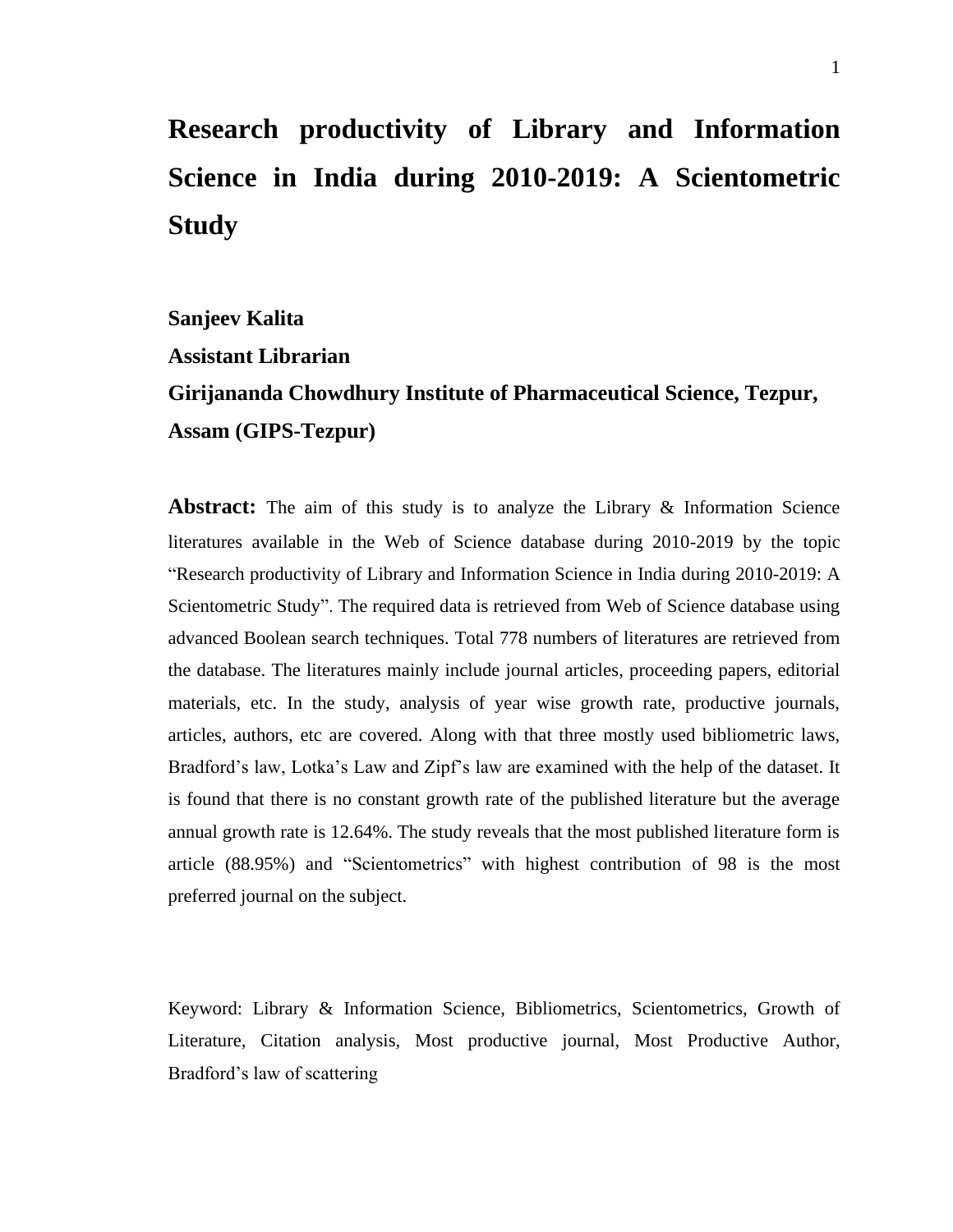# Research productivity of Library and Information Science in India during 2010-2019: A Scientometric Study

**Sanjeev Kalita**

**Assistant Librarian**

**Girijananda Chowdhury Institute of Pharmaceutical Science, Tezpur, Assam (GIPS-Tezpur)**

**Abstract:** The aim of this study is to analyze the Library & Information Science literatures available in the Web of Science database during 2010-2019 by the topic "Research productivity of Library and Information Science in India during 2010-2019: A Scientometric Study". The required data is retrieved from Web of Science database using advanced Boolean search techniques. Total 778 numbers of literatures are retrieved from the database. The literatures mainly include journal articles, proceeding papers, editorial materials, etc. In the study, analysis of year wise growth rate, productive journals, articles, authors, etc are covered. Along with that three mostly used bibliometric laws, Bradford's law, Lotka's Law and Zipf's law are examined with the help of the dataset. It is found that there is no constant growth rate of the published literature but the average annual growth rate is 12.64%. The study reveals that the most published literature form is article (88.95%) and "Scientometrics" with highest contribution of 98 is the most preferred journal on the subject.

Keyword: Library & Information Science, Bibliometrics, Scientometrics, Growth of Literature, Citation analysis, Most productive journal, Most Productive Author, Bradford's law of scattering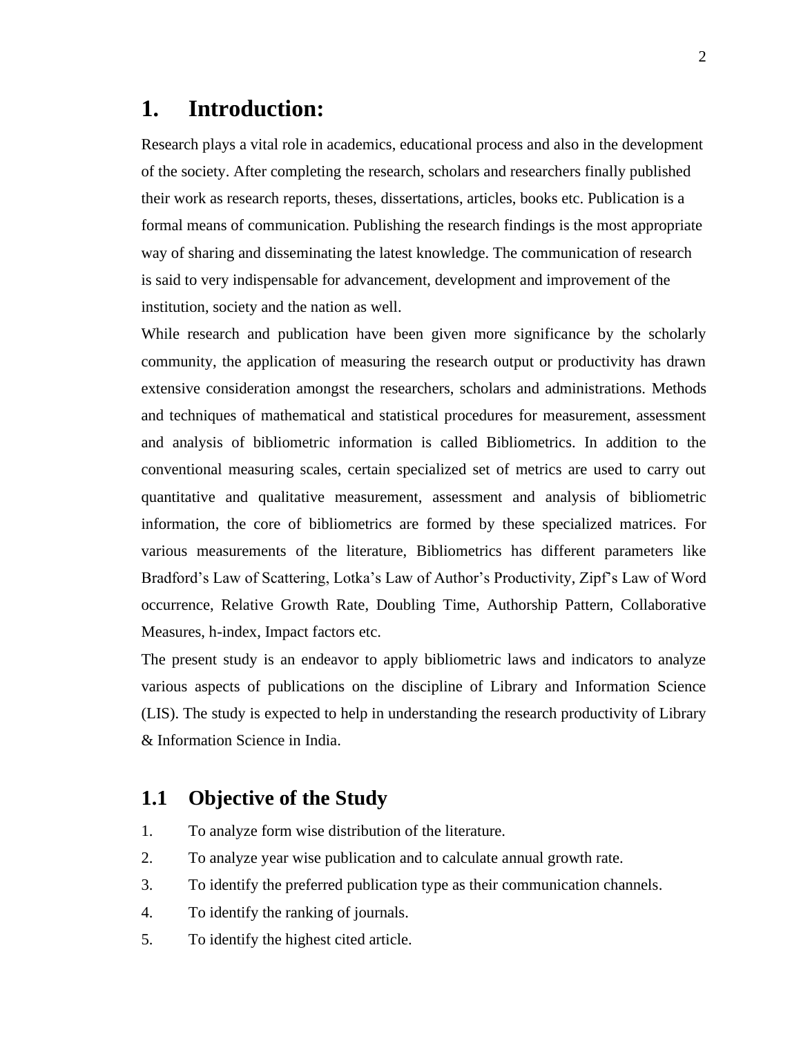# 1. Introduction:

Research plays a vital role in academics, educational process and also in the development of the society. After completing the research, scholars and researchers finally published their work as research reports, theses, dissertations, articles, books etc. Publication is a formal means of communication. Publishing the research findings is the most appropriate way of sharing and disseminating the latest knowledge. The communication of research is said to very indispensable for advancement, development and improvement of the institution, society and the nation as well.

While research and publication have been given more significance by the scholarly community, the application of measuring the research output or productivity has drawn extensive consideration amongst the researchers, scholars and administrations. Methods and techniques of mathematical and statistical procedures for measurement, assessment and analysis of bibliometric information is called Bibliometrics. In addition to the conventional measuring scales, certain specialized set of metrics are used to carry out quantitative and qualitative measurement, assessment and analysis of bibliometric information, the core of bibliometrics are formed by these specialized matrices. For various measurements of the literature, Bibliometrics has different parameters like Bradford's Law of Scattering, Lotka's Law of Author's Productivity, Zipf's Law of Word occurrence, Relative Growth Rate, Doubling Time, Authorship Pattern, Collaborative Measures, h-index, Impact factors etc.

The present study is an endeavor to apply bibliometric laws and indicators to analyze various aspects of publications on the discipline of Library and Information Science (LIS). The study is expected to help in understanding the research productivity of Library & Information Science in India.

## 1.1 Objective of the Study

1. To analyze form wise distribution of the literature.
2. To analyze year wise publication and to calculate annual growth rate.
3. To identify the preferred publication type as their communication channels.
4. To identify the ranking of journals.
5. To identify the highest cited article.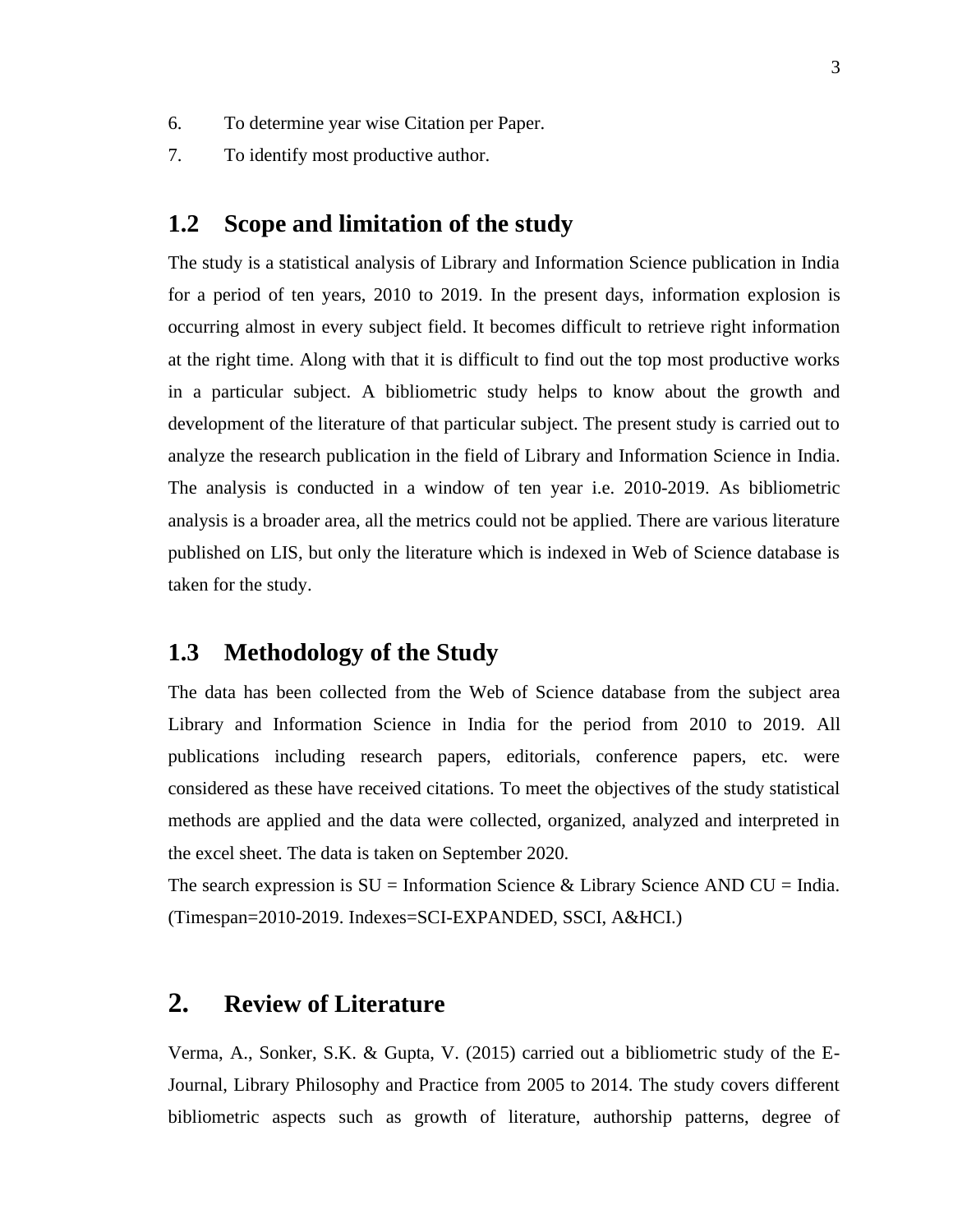6. To determine year wise Citation per Paper.
7. To identify most productive author.

## 1.2 Scope and limitation of the study

The study is a statistical analysis of Library and Information Science publication in India for a period of ten years, 2010 to 2019. In the present days, information explosion is occurring almost in every subject field. It becomes difficult to retrieve right information at the right time. Along with that it is difficult to find out the top most productive works in a particular subject. A bibliometric study helps to know about the growth and development of the literature of that particular subject. The present study is carried out to analyze the research publication in the field of Library and Information Science in India. The analysis is conducted in a window of ten year i.e. 2010-2019. As bibliometric analysis is a broader area, all the metrics could not be applied. There are various literature published on LIS, but only the literature which is indexed in Web of Science database is taken for the study.

## 1.3 Methodology of the Study

The data has been collected from the Web of Science database from the subject area Library and Information Science in India for the period from 2010 to 2019. All publications including research papers, editorials, conference papers, etc. were considered as these have received citations. To meet the objectives of the study statistical methods are applied and the data were collected, organized, analyzed and interpreted in the excel sheet. The data is taken on September 2020.

The search expression is SU = Information Science & Library Science AND CU = India. (Timespan=2010-2019. Indexes=SCI-EXPANDED, SSCI, A&HCI.)

# 2. Review of Literature

Verma, A., Sonker, S.K. & Gupta, V. (2015) carried out a bibliometric study of the E-Journal, Library Philosophy and Practice from 2005 to 2014. The study covers different bibliometric aspects such as growth of literature, authorship patterns, degree of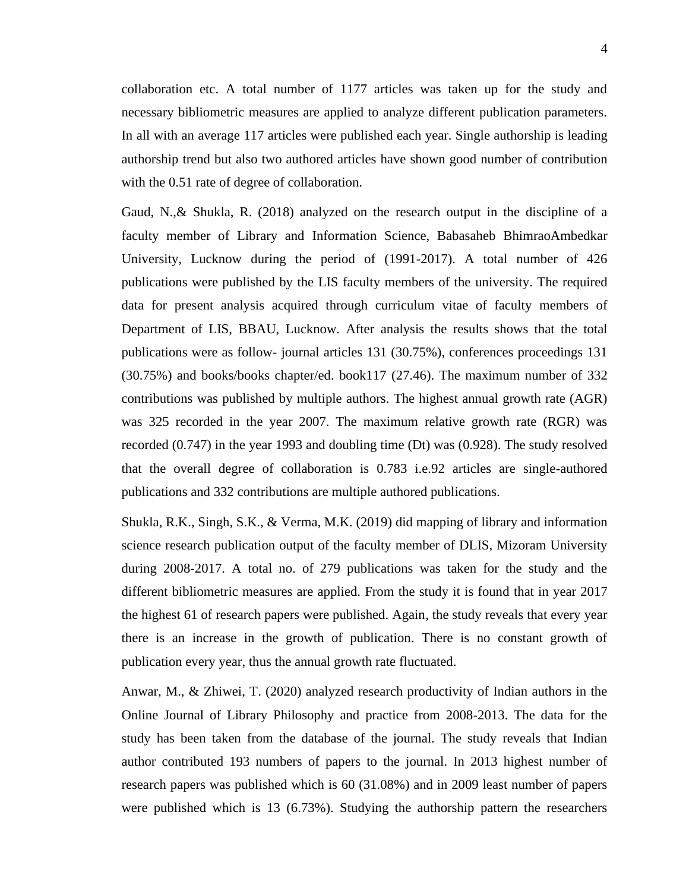collaboration etc. A total number of 1177 articles was taken up for the study and necessary bibliometric measures are applied to analyze different publication parameters. In all with an average 117 articles were published each year. Single authorship is leading authorship trend but also two authored articles have shown good number of contribution with the 0.51 rate of degree of collaboration.

Gaud, N.,& Shukla, R. (2018) analyzed on the research output in the discipline of a faculty member of Library and Information Science, Babasaheb BhimraoAmbedkar University, Lucknow during the period of (1991-2017). A total number of 426 publications were published by the LIS faculty members of the university. The required data for present analysis acquired through curriculum vitae of faculty members of Department of LIS, BBAU, Lucknow. After analysis the results shows that the total publications were as follow- journal articles 131 (30.75%), conferences proceedings 131 (30.75%) and books/books chapter/ed. book117 (27.46). The maximum number of 332 contributions was published by multiple authors. The highest annual growth rate (AGR) was 325 recorded in the year 2007. The maximum relative growth rate (RGR) was recorded (0.747) in the year 1993 and doubling time (Dt) was (0.928). The study resolved that the overall degree of collaboration is 0.783 i.e.92 articles are single-authored publications and 332 contributions are multiple authored publications.

Shukla, R.K., Singh, S.K., & Verma, M.K. (2019) did mapping of library and information science research publication output of the faculty member of DLIS, Mizoram University during 2008-2017. A total no. of 279 publications was taken for the study and the different bibliometric measures are applied. From the study it is found that in year 2017 the highest 61 of research papers were published. Again, the study reveals that every year there is an increase in the growth of publication. There is no constant growth of publication every year, thus the annual growth rate fluctuated.

Anwar, M., & Zhiwei, T. (2020) analyzed research productivity of Indian authors in the Online Journal of Library Philosophy and practice from 2008-2013. The data for the study has been taken from the database of the journal. The study reveals that Indian author contributed 193 numbers of papers to the journal. In 2013 highest number of research papers was published which is 60 (31.08%) and in 2009 least number of papers were published which is 13 (6.73%). Studying the authorship pattern the researchers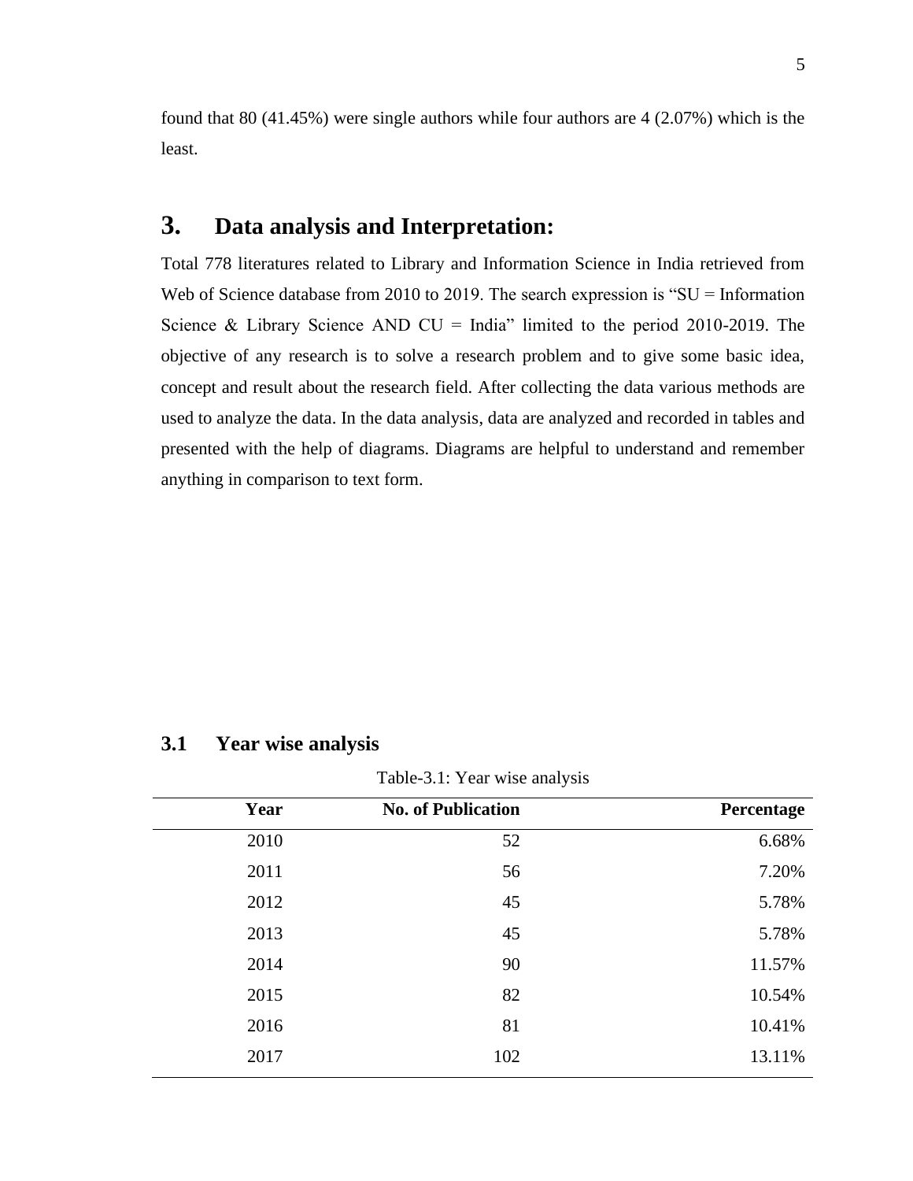found that 80 (41.45%) were single authors while four authors are 4 (2.07%) which is the least.

# 3. Data analysis and Interpretation:

Total 778 literatures related to Library and Information Science in India retrieved from Web of Science database from 2010 to 2019. The search expression is "SU = Information Science & Library Science AND CU = India" limited to the period 2010-2019. The objective of any research is to solve a research problem and to give some basic idea, concept and result about the research field. After collecting the data various methods are used to analyze the data. In the data analysis, data are analyzed and recorded in tables and presented with the help of diagrams. Diagrams are helpful to understand and remember anything in comparison to text form.

## 3.1 Year wise analysis

Table-3.1: Year wise analysis

| Year | No. of Publication | Percentage |
|---|---|---|
| 2010 | 52 | 6.68% |
| 2011 | 56 | 7.20% |
| 2012 | 45 | 5.78% |
| 2013 | 45 | 5.78% |
| 2014 | 90 | 11.57% |
| 2015 | 82 | 10.54% |
| 2016 | 81 | 10.41% |
| 2017 | 102 | 13.11% |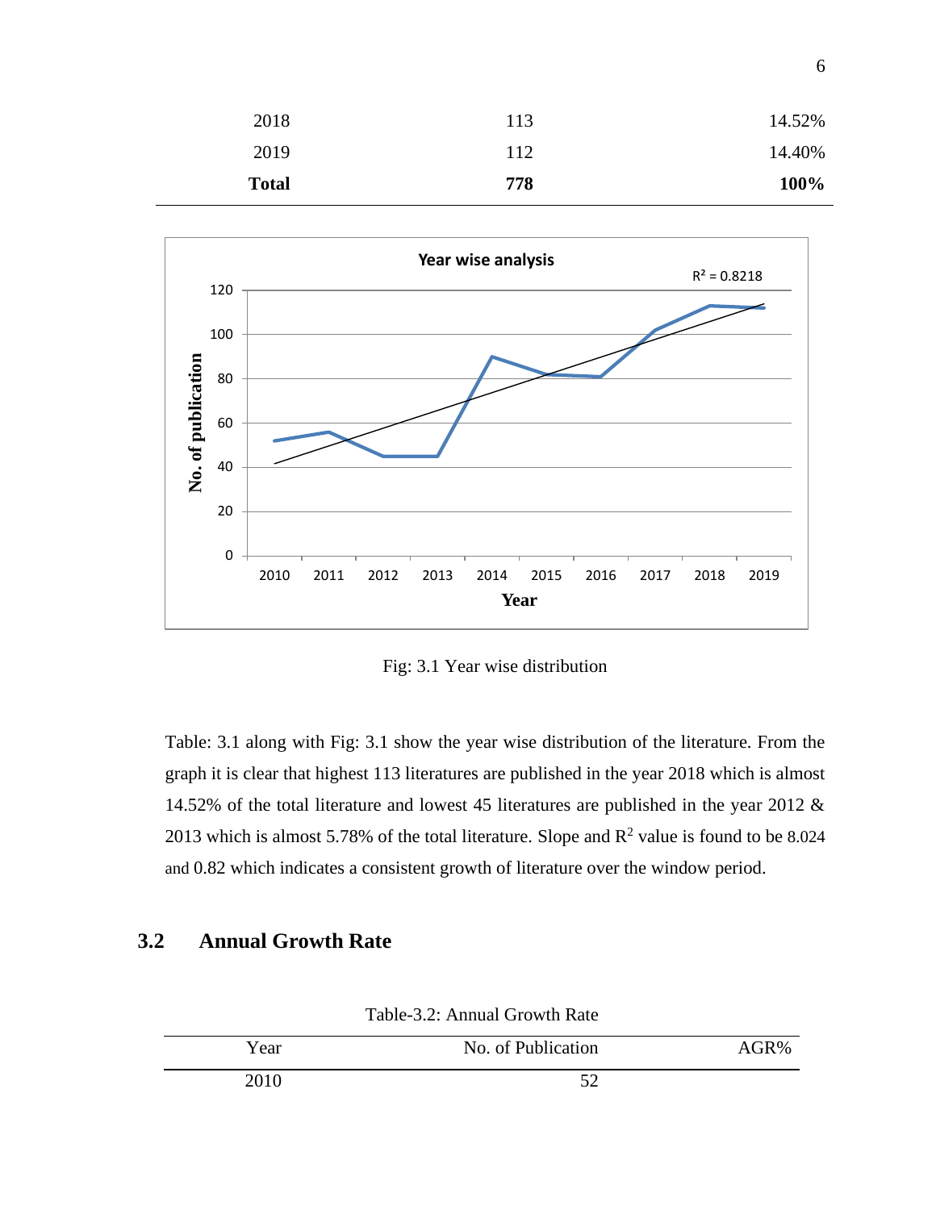| | | |
|---|---|---|
| 2018 | 113 | 14.52% |
| 2019 | 112 | 14.40% |
| **Total** | **778** | **100%** |

Fig: 3.1 Year wise distribution

Table: 3.1 along with Fig: 3.1 show the year wise distribution of the literature. From the graph it is clear that highest 113 literatures are published in the year 2018 which is almost 14.52% of the total literature and lowest 45 literatures are published in the year 2012 & 2013 which is almost 5.78% of the total literature. Slope and $R^2$ value is found to be 8.024 and 0.82 which indicates a consistent growth of literature over the window period.

## 3.2 Annual Growth Rate

Table-3.2: Annual Growth Rate

| Year | No. of Publication | AGR% |
|---|---|---|
| 2010 | 52 | |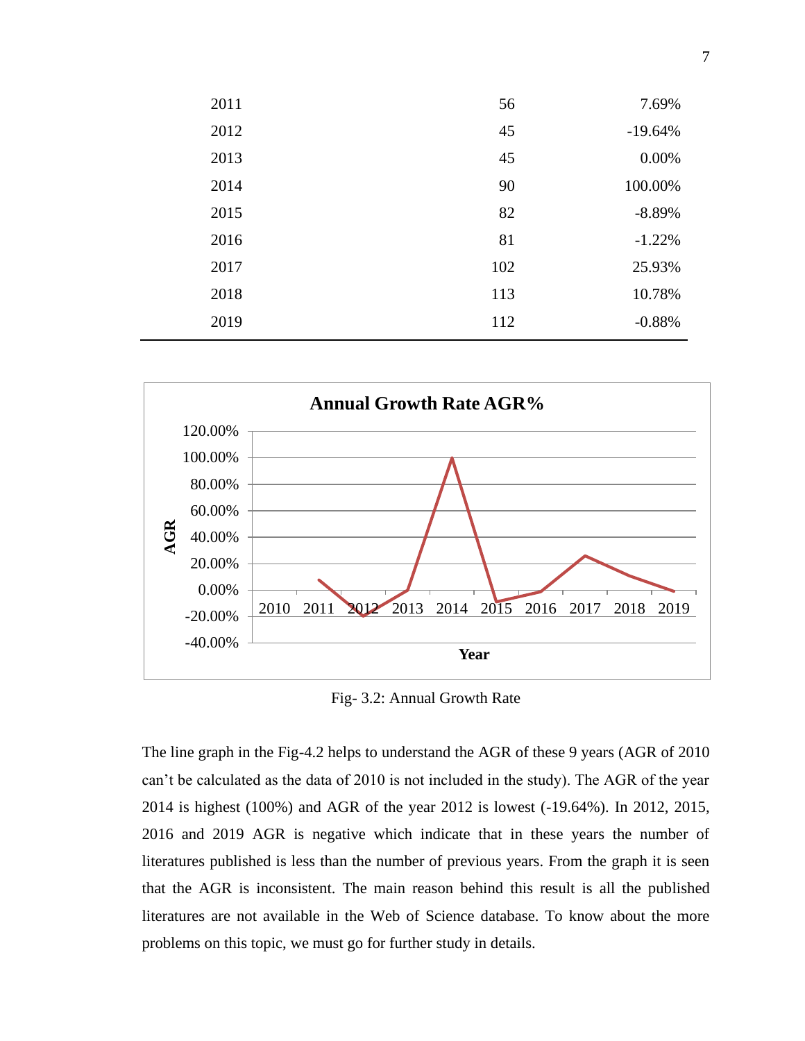| | | |
|---|---|---|
| 2011 | 56 | 7.69% |
| 2012 | 45 | -19.64% |
| 2013 | 45 | 0.00% |
| 2014 | 90 | 100.00% |
| 2015 | 82 | -8.89% |
| 2016 | 81 | -1.22% |
| 2017 | 102 | 25.93% |
| 2018 | 113 | 10.78% |
| 2019 | 112 | -0.88% |

Fig- 3.2: Annual Growth Rate

The line graph in the Fig-4.2 helps to understand the AGR of these 9 years (AGR of 2010 can't be calculated as the data of 2010 is not included in the study). The AGR of the year 2014 is highest (100%) and AGR of the year 2012 is lowest (-19.64%). In 2012, 2015, 2016 and 2019 AGR is negative which indicate that in these years the number of literatures published is less than the number of previous years. From the graph it is seen that the AGR is inconsistent. The main reason behind this result is all the published literatures are not available in the Web of Science database. To know about the more problems on this topic, we must go for further study in details.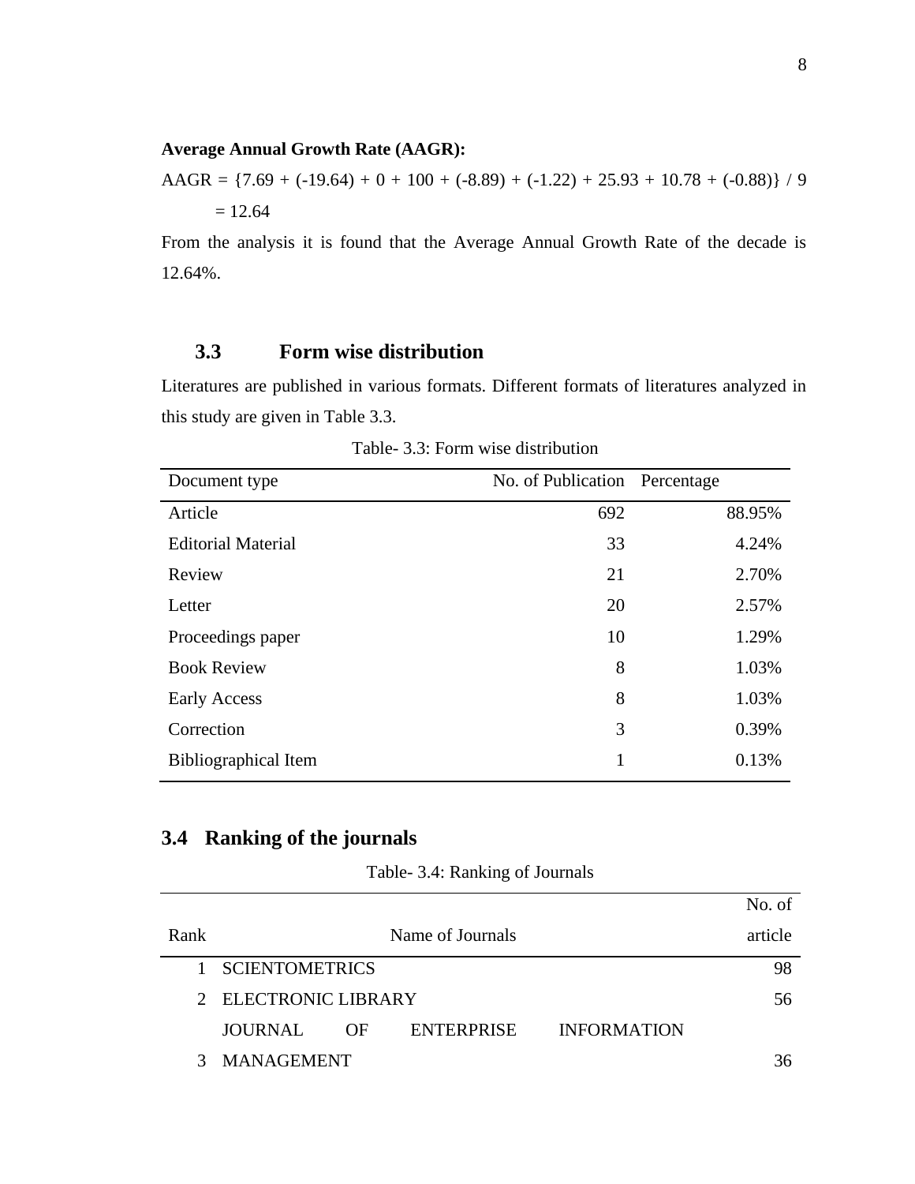**Average Annual Growth Rate (AAGR):**

AAGR = {7.69 + (-19.64) + 0 + 100 + (-8.89) + (-1.22) + 25.93 + 10.78 + (-0.88)} / 9

= 12.64

From the analysis it is found that the Average Annual Growth Rate of the decade is 12.64%.

## 3.3 Form wise distribution

Literatures are published in various formats. Different formats of literatures analyzed in this study are given in Table 3.3.

Table- 3.3: Form wise distribution

| Document type | No. of Publication | Percentage |
|---|---|---|
| Article | 692 | 88.95% |
| Editorial Material | 33 | 4.24% |
| Review | 21 | 2.70% |
| Letter | 20 | 2.57% |
| Proceedings paper | 10 | 1.29% |
| Book Review | 8 | 1.03% |
| Early Access | 8 | 1.03% |
| Correction | 3 | 0.39% |
| Bibliographical Item | 1 | 0.13% |

## 3.4 Ranking of the journals

Table- 3.4: Ranking of Journals

| Rank | Name of Journals | No. of article |
|---|---|---|
| 1 | SCIENTOMETRICS | 98 |
| 2 | ELECTRONIC LIBRARY | 56 |
| 3 | JOURNAL OF ENTERPRISE INFORMATION MANAGEMENT | 36 |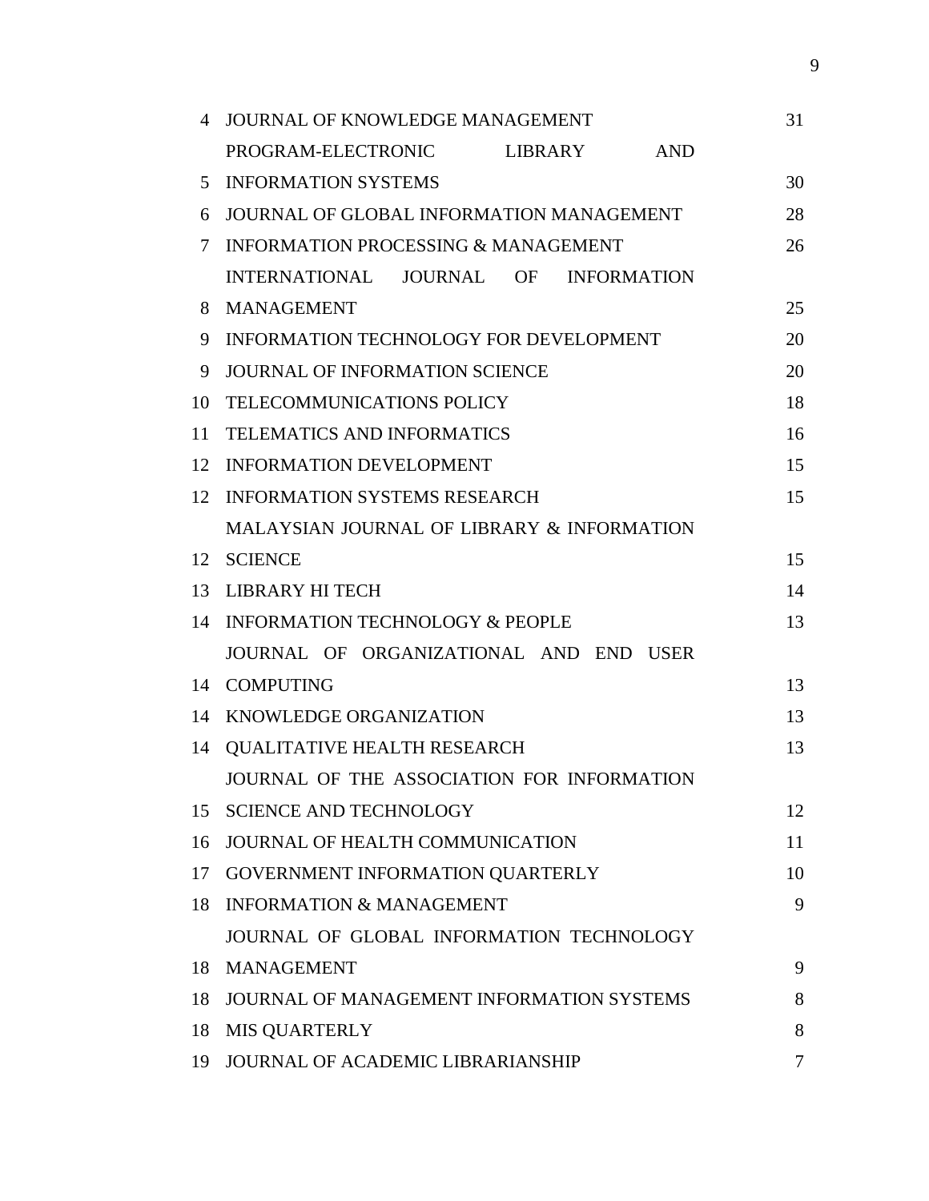| | | |
|---|---|---|
| 4 | JOURNAL OF KNOWLEDGE MANAGEMENT | 31 |
| 5 | PROGRAM-ELECTRONIC LIBRARY AND INFORMATION SYSTEMS | 30 |
| 6 | JOURNAL OF GLOBAL INFORMATION MANAGEMENT | 28 |
| 7 | INFORMATION PROCESSING & MANAGEMENT | 26 |
| 8 | INTERNATIONAL JOURNAL OF INFORMATION MANAGEMENT | 25 |
| 9 | INFORMATION TECHNOLOGY FOR DEVELOPMENT | 20 |
| 9 | JOURNAL OF INFORMATION SCIENCE | 20 |
| 10 | TELECOMMUNICATIONS POLICY | 18 |
| 11 | TELEMATICS AND INFORMATICS | 16 |
| 12 | INFORMATION DEVELOPMENT | 15 |
| 12 | INFORMATION SYSTEMS RESEARCH | 15 |
| 12 | MALAYSIAN JOURNAL OF LIBRARY & INFORMATION SCIENCE | 15 |
| 13 | LIBRARY HI TECH | 14 |
| 14 | INFORMATION TECHNOLOGY & PEOPLE | 13 |
| 14 | JOURNAL OF ORGANIZATIONAL AND END USER COMPUTING | 13 |
| 14 | KNOWLEDGE ORGANIZATION | 13 |
| 14 | QUALITATIVE HEALTH RESEARCH | 13 |
| 15 | JOURNAL OF THE ASSOCIATION FOR INFORMATION SCIENCE AND TECHNOLOGY | 12 |
| 16 | JOURNAL OF HEALTH COMMUNICATION | 11 |
| 17 | GOVERNMENT INFORMATION QUARTERLY | 10 |
| 18 | INFORMATION & MANAGEMENT | 9 |
| 18 | JOURNAL OF GLOBAL INFORMATION TECHNOLOGY MANAGEMENT | 9 |
| 18 | JOURNAL OF MANAGEMENT INFORMATION SYSTEMS | 8 |
| 18 | MIS QUARTERLY | 8 |
| 19 | JOURNAL OF ACADEMIC LIBRARIANSHIP | 7 |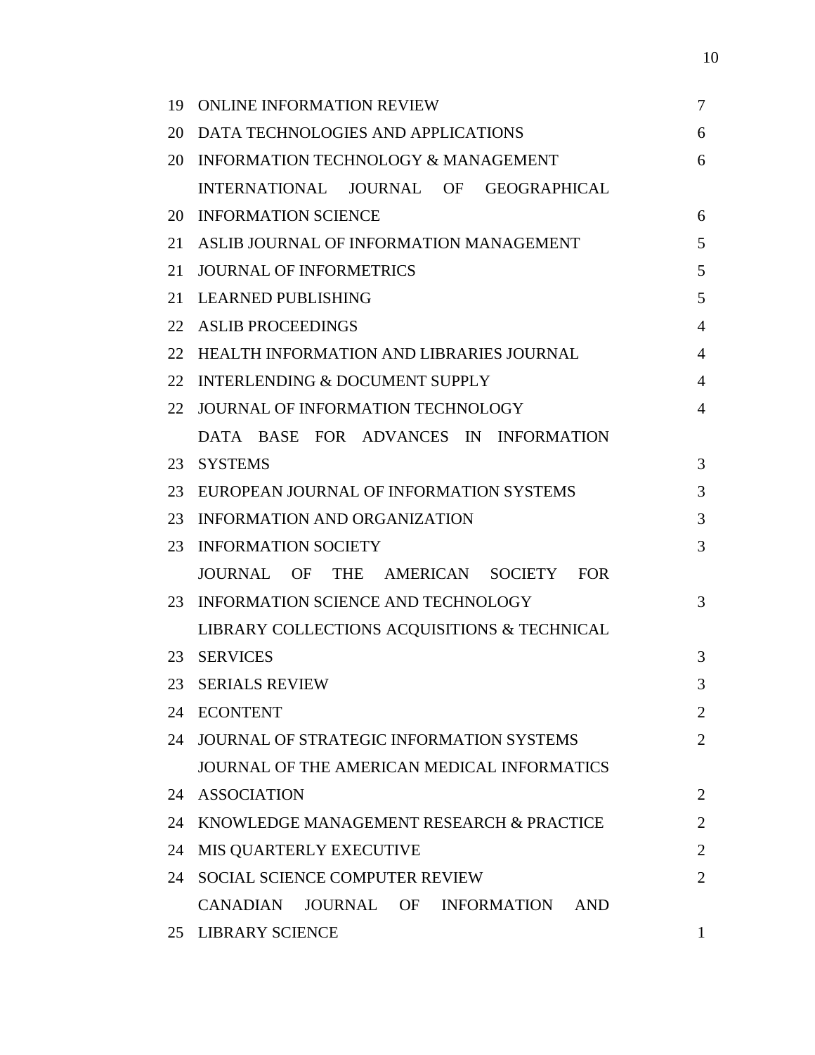| | | |
|---|---|---|
| 19 | ONLINE INFORMATION REVIEW | 7 |
| 20 | DATA TECHNOLOGIES AND APPLICATIONS | 6 |
| 20 | INFORMATION TECHNOLOGY & MANAGEMENT | 6 |
| 20 | INTERNATIONAL JOURNAL OF GEOGRAPHICAL INFORMATION SCIENCE | 6 |
| 21 | ASLIB JOURNAL OF INFORMATION MANAGEMENT | 5 |
| 21 | JOURNAL OF INFORMETRICS | 5 |
| 21 | LEARNED PUBLISHING | 5 |
| 22 | ASLIB PROCEEDINGS | 4 |
| 22 | HEALTH INFORMATION AND LIBRARIES JOURNAL | 4 |
| 22 | INTERLENDING & DOCUMENT SUPPLY | 4 |
| 22 | JOURNAL OF INFORMATION TECHNOLOGY | 4 |
| 23 | DATA BASE FOR ADVANCES IN INFORMATION SYSTEMS | 3 |
| 23 | EUROPEAN JOURNAL OF INFORMATION SYSTEMS | 3 |
| 23 | INFORMATION AND ORGANIZATION | 3 |
| 23 | INFORMATION SOCIETY | 3 |
| 23 | JOURNAL OF THE AMERICAN SOCIETY FOR INFORMATION SCIENCE AND TECHNOLOGY | 3 |
| 23 | LIBRARY COLLECTIONS ACQUISITIONS & TECHNICAL SERVICES | 3 |
| 23 | SERIALS REVIEW | 3 |
| 24 | ECONTENT | 2 |
| 24 | JOURNAL OF STRATEGIC INFORMATION SYSTEMS | 2 |
| 24 | JOURNAL OF THE AMERICAN MEDICAL INFORMATICS ASSOCIATION | 2 |
| 24 | KNOWLEDGE MANAGEMENT RESEARCH & PRACTICE | 2 |
| 24 | MIS QUARTERLY EXECUTIVE | 2 |
| 24 | SOCIAL SCIENCE COMPUTER REVIEW | 2 |
| 25 | CANADIAN JOURNAL OF INFORMATION AND LIBRARY SCIENCE | 1 |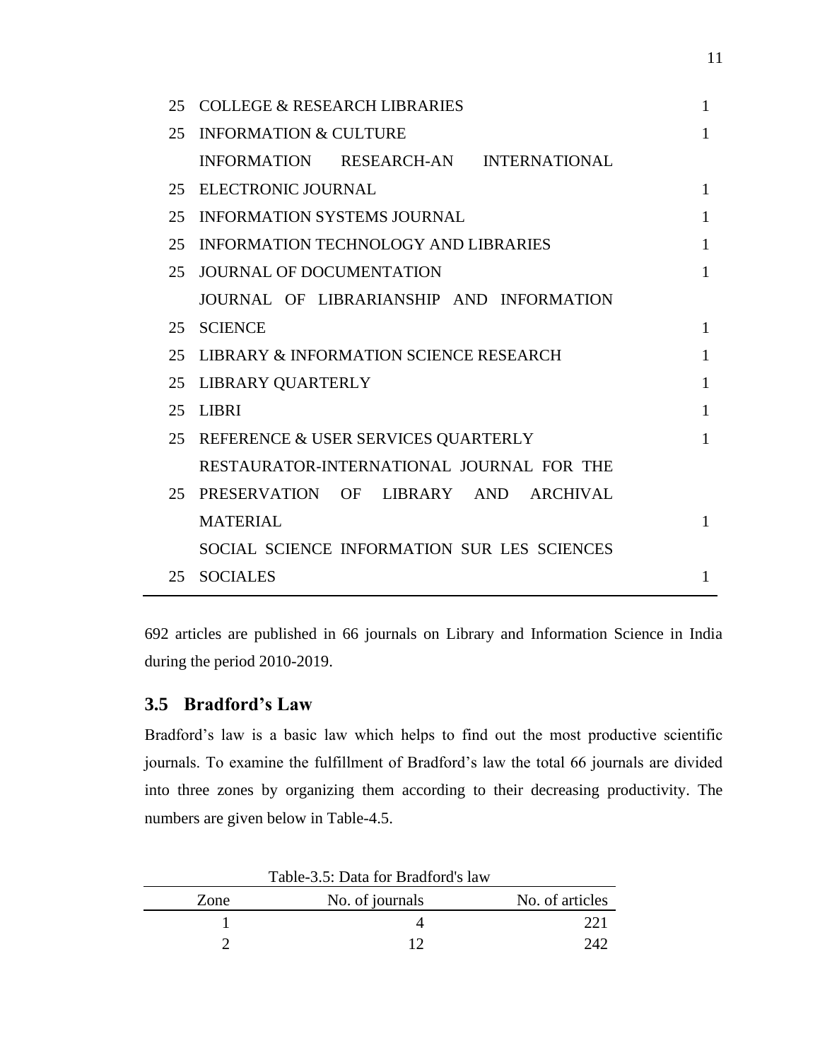| | | |
|---|---|---|
| 25 | COLLEGE & RESEARCH LIBRARIES | 1 |
| 25 | INFORMATION & CULTURE | 1 |
| 25 | INFORMATION RESEARCH-AN INTERNATIONAL ELECTRONIC JOURNAL | 1 |
| 25 | INFORMATION SYSTEMS JOURNAL | 1 |
| 25 | INFORMATION TECHNOLOGY AND LIBRARIES | 1 |
| 25 | JOURNAL OF DOCUMENTATION | 1 |
| 25 | JOURNAL OF LIBRARIANSHIP AND INFORMATION SCIENCE | 1 |
| 25 | LIBRARY & INFORMATION SCIENCE RESEARCH | 1 |
| 25 | LIBRARY QUARTERLY | 1 |
| 25 | LIBRI | 1 |
| 25 | REFERENCE & USER SERVICES QUARTERLY | 1 |
| 25 | RESTAURATOR-INTERNATIONAL JOURNAL FOR THE PRESERVATION OF LIBRARY AND ARCHIVAL MATERIAL | 1 |
| 25 | SOCIAL SCIENCE INFORMATION SUR LES SCIENCES SOCIALES | 1 |

692 articles are published in 66 journals on Library and Information Science in India during the period 2010-2019.

## 3.5 Bradford's Law

Bradford's law is a basic law which helps to find out the most productive scientific journals. To examine the fulfillment of Bradford's law the total 66 journals are divided into three zones by organizing them according to their decreasing productivity. The numbers are given below in Table-4.5.

Table-3.5: Data for Bradford's law

| Zone | No. of journals | No. of articles |
|---|---|---|
| 1 | 4 | 221 |
| 2 | 12 | 242 |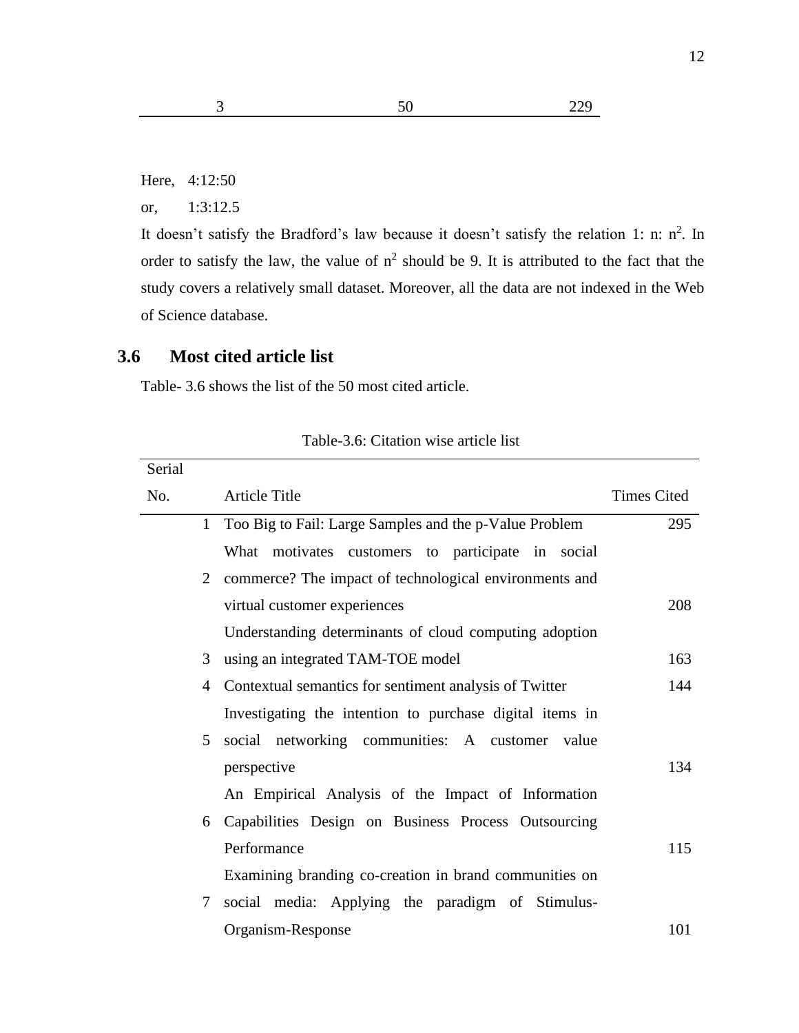| 3 | 50 | 229 |
|---|---|---|

Here, 4:12:50

or, 1:3:12.5

It doesn't satisfy the Bradford's law because it doesn't satisfy the relation 1: n: $n^2$. In order to satisfy the law, the value of $n^2$ should be 9. It is attributed to the fact that the study covers a relatively small dataset. Moreover, all the data are not indexed in the Web of Science database.

## 3.6 Most cited article list

Table- 3.6 shows the list of the 50 most cited article.

Table-3.6: Citation wise article list

| Serial No. | Article Title | Times Cited |
|---|---|---|
| 1 | Too Big to Fail: Large Samples and the p-Value Problem | 295 |
| 2 | What motivates customers to participate in social commerce? The impact of technological environments and virtual customer experiences | 208 |
| 3 | Understanding determinants of cloud computing adoption using an integrated TAM-TOE model | 163 |
| 4 | Contextual semantics for sentiment analysis of Twitter | 144 |
| 5 | Investigating the intention to purchase digital items in social networking communities: A customer value perspective | 134 |
| 6 | An Empirical Analysis of the Impact of Information Capabilities Design on Business Process Outsourcing Performance | 115 |
| 7 | Examining branding co-creation in brand communities on social media: Applying the paradigm of Stimulus-Organism-Response | 101 |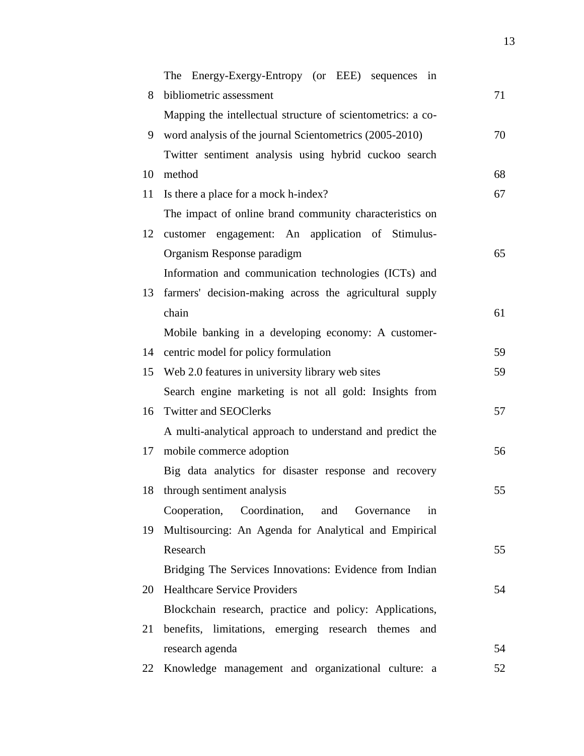| | | |
|---|---|---|
| 8 | The Energy-Exergy-Entropy (or EEE) sequences in bibliometric assessment | 71 |
| 9 | Mapping the intellectual structure of scientometrics: a co-word analysis of the journal Scientometrics (2005-2010) | 70 |
| 10 | Twitter sentiment analysis using hybrid cuckoo search method | 68 |
| 11 | Is there a place for a mock h-index? | 67 |
| 12 | The impact of online brand community characteristics on customer engagement: An application of Stimulus-Organism Response paradigm | 65 |
| 13 | Information and communication technologies (ICTs) and farmers' decision-making across the agricultural supply chain | 61 |
| 14 | Mobile banking in a developing economy: A customer-centric model for policy formulation | 59 |
| 15 | Web 2.0 features in university library web sites | 59 |
| 16 | Search engine marketing is not all gold: Insights from Twitter and SEOClerks | 57 |
| 17 | A multi-analytical approach to understand and predict the mobile commerce adoption | 56 |
| 18 | Big data analytics for disaster response and recovery through sentiment analysis | 55 |
| 19 | Cooperation, Coordination, and Governance in Multisourcing: An Agenda for Analytical and Empirical Research | 55 |
| 20 | Bridging The Services Innovations: Evidence from Indian Healthcare Service Providers | 54 |
| 21 | Blockchain research, practice and policy: Applications, benefits, limitations, emerging research themes and research agenda | 54 |
| 22 | Knowledge management and organizational culture: a | 52 |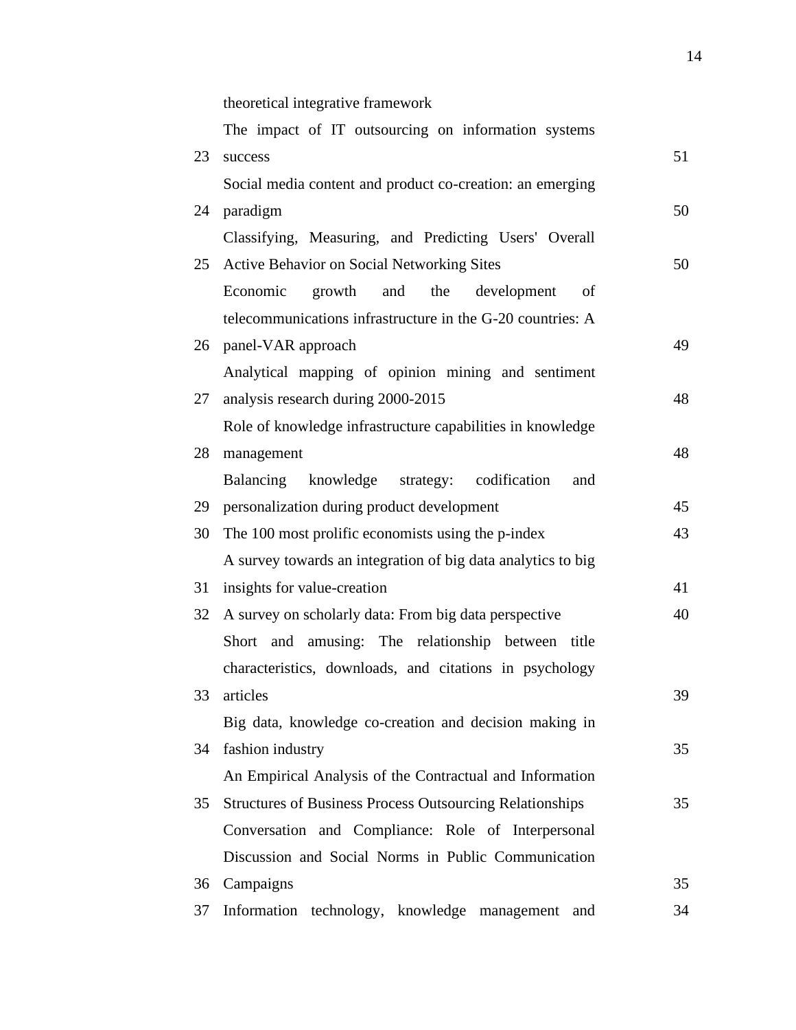| | | |
|---|---|---|
| | theoretical integrative framework | |
| 23 | The impact of IT outsourcing on information systems success | 51 |
| 24 | Social media content and product co-creation: an emerging paradigm | 50 |
| 25 | Classifying, Measuring, and Predicting Users' Overall Active Behavior on Social Networking Sites | 50 |
| 26 | Economic growth and the development of telecommunications infrastructure in the G-20 countries: A panel-VAR approach | 49 |
| 27 | Analytical mapping of opinion mining and sentiment analysis research during 2000-2015 | 48 |
| 28 | Role of knowledge infrastructure capabilities in knowledge management | 48 |
| 29 | Balancing knowledge strategy: codification and personalization during product development | 45 |
| 30 | The 100 most prolific economists using the p-index | 43 |
| 31 | A survey towards an integration of big data analytics to big insights for value-creation | 41 |
| 32 | A survey on scholarly data: From big data perspective | 40 |
| 33 | Short and amusing: The relationship between title characteristics, downloads, and citations in psychology articles | 39 |
| 34 | Big data, knowledge co-creation and decision making in fashion industry | 35 |
| 35 | An Empirical Analysis of the Contractual and Information Structures of Business Process Outsourcing Relationships | 35 |
| 36 | Conversation and Compliance: Role of Interpersonal Discussion and Social Norms in Public Communication Campaigns | 35 |
| 37 | Information technology, knowledge management and | 34 |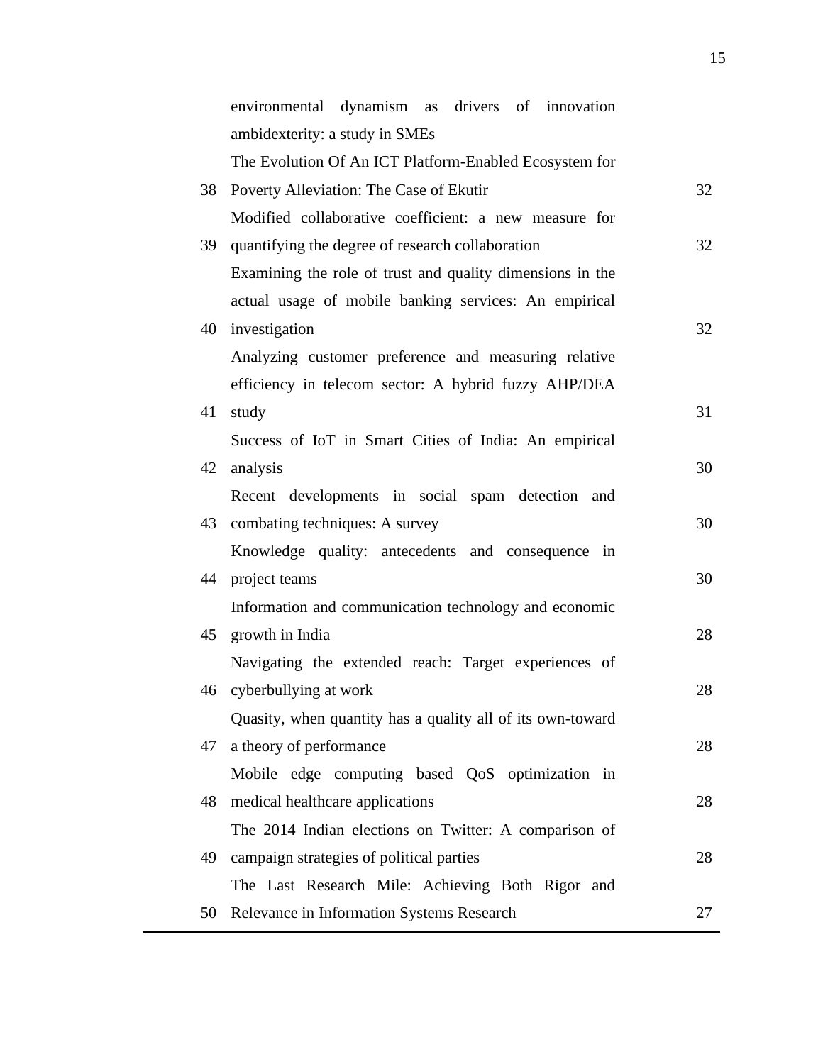|  |  |  |
|---|---|---|
|  | environmental dynamism as drivers of innovation ambidexterity: a study in SMEs |  |
| 38 | The Evolution Of An ICT Platform-Enabled Ecosystem for Poverty Alleviation: The Case of Ekutir | 32 |
| 39 | Modified collaborative coefficient: a new measure for quantifying the degree of research collaboration | 32 |
| 40 | Examining the role of trust and quality dimensions in the actual usage of mobile banking services: An empirical investigation | 32 |
| 41 | Analyzing customer preference and measuring relative efficiency in telecom sector: A hybrid fuzzy AHP/DEA study | 31 |
| 42 | Success of IoT in Smart Cities of India: An empirical analysis | 30 |
| 43 | Recent developments in social spam detection and combating techniques: A survey | 30 |
| 44 | Knowledge quality: antecedents and consequence in project teams | 30 |
| 45 | Information and communication technology and economic growth in India | 28 |
| 46 | Navigating the extended reach: Target experiences of cyberbullying at work | 28 |
| 47 | Quasity, when quantity has a quality all of its own-toward a theory of performance | 28 |
| 48 | Mobile edge computing based QoS optimization in medical healthcare applications | 28 |
| 49 | The 2014 Indian elections on Twitter: A comparison of campaign strategies of political parties | 28 |
| 50 | The Last Research Mile: Achieving Both Rigor and Relevance in Information Systems Research | 27 |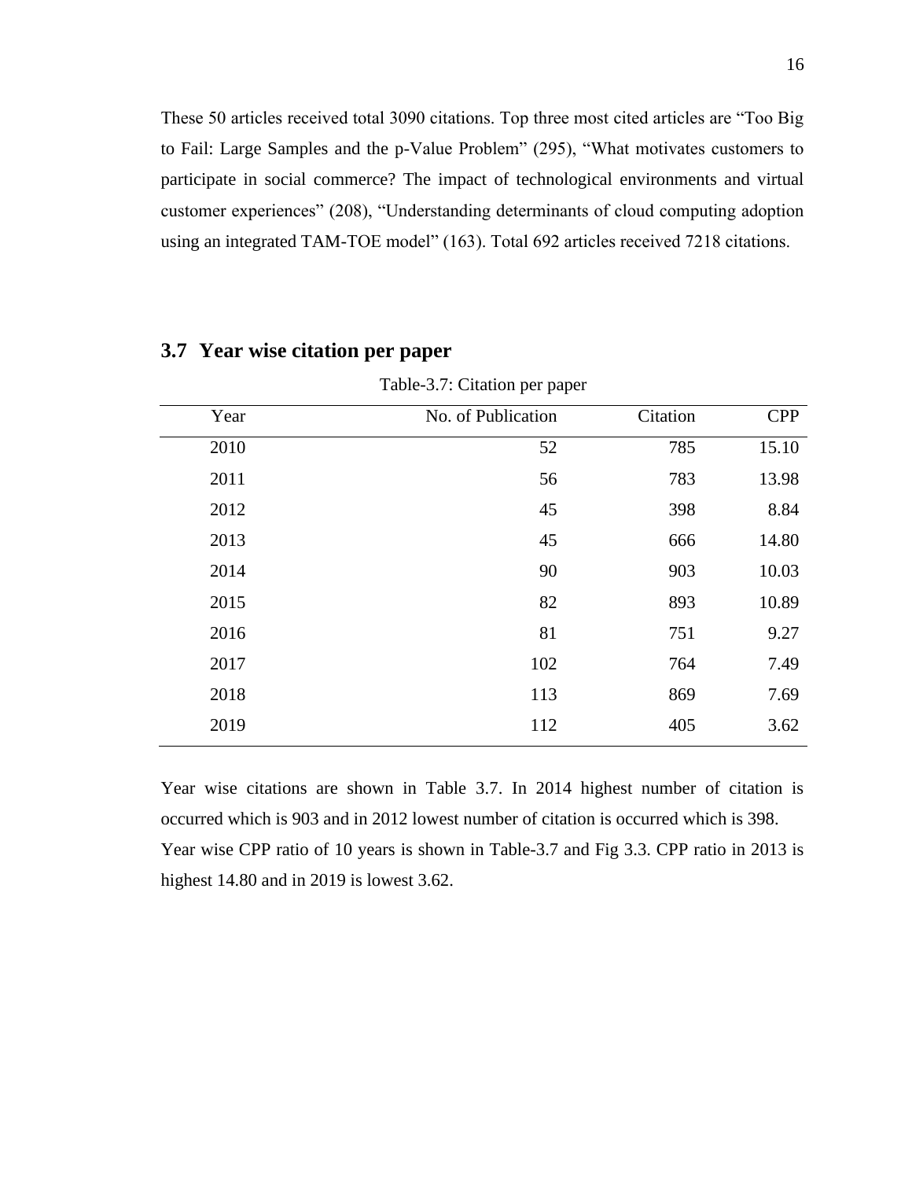These 50 articles received total 3090 citations. Top three most cited articles are "Too Big to Fail: Large Samples and the p-Value Problem" (295), "What motivates customers to participate in social commerce? The impact of technological environments and virtual customer experiences" (208), "Understanding determinants of cloud computing adoption using an integrated TAM-TOE model" (163). Total 692 articles received 7218 citations.

## 3.7 Year wise citation per paper

Table-3.7: Citation per paper

| Year | No. of Publication | Citation | CPP |
|---|---|---|---|
| 2010 | 52 | 785 | 15.10 |
| 2011 | 56 | 783 | 13.98 |
| 2012 | 45 | 398 | 8.84 |
| 2013 | 45 | 666 | 14.80 |
| 2014 | 90 | 903 | 10.03 |
| 2015 | 82 | 893 | 10.89 |
| 2016 | 81 | 751 | 9.27 |
| 2017 | 102 | 764 | 7.49 |
| 2018 | 113 | 869 | 7.69 |
| 2019 | 112 | 405 | 3.62 |

Year wise citations are shown in Table 3.7. In 2014 highest number of citation is occurred which is 903 and in 2012 lowest number of citation is occurred which is 398. Year wise CPP ratio of 10 years is shown in Table-3.7 and Fig 3.3. CPP ratio in 2013 is highest 14.80 and in 2019 is lowest 3.62.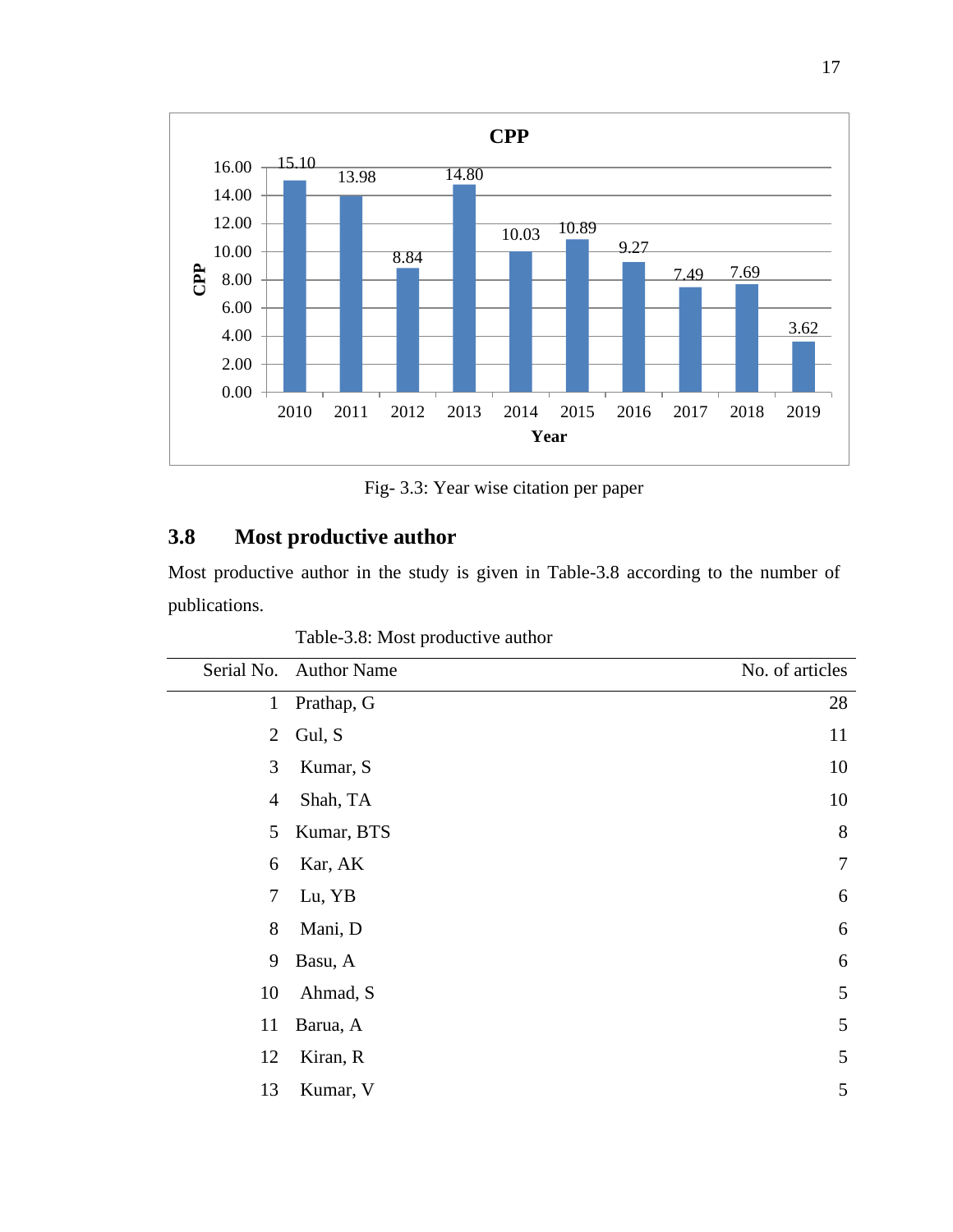Fig- 3.3: Year wise citation per paper

## 3.8 Most productive author

Most productive author in the study is given in Table-3.8 according to the number of publications.

Table-3.8: Most productive author

| Serial No. | Author Name | No. of articles |
|---|---|---|
| 1 | Prathap, G | 28 |
| 2 | Gul, S | 11 |
| 3 | Kumar, S | 10 |
| 4 | Shah, TA | 10 |
| 5 | Kumar, BTS | 8 |
| 6 | Kar, AK | 7 |
| 7 | Lu, YB | 6 |
| 8 | Mani, D | 6 |
| 9 | Basu, A | 6 |
| 10 | Ahmad, S | 5 |
| 11 | Barua, A | 5 |
| 12 | Kiran, R | 5 |
| 13 | Kumar, V | 5 |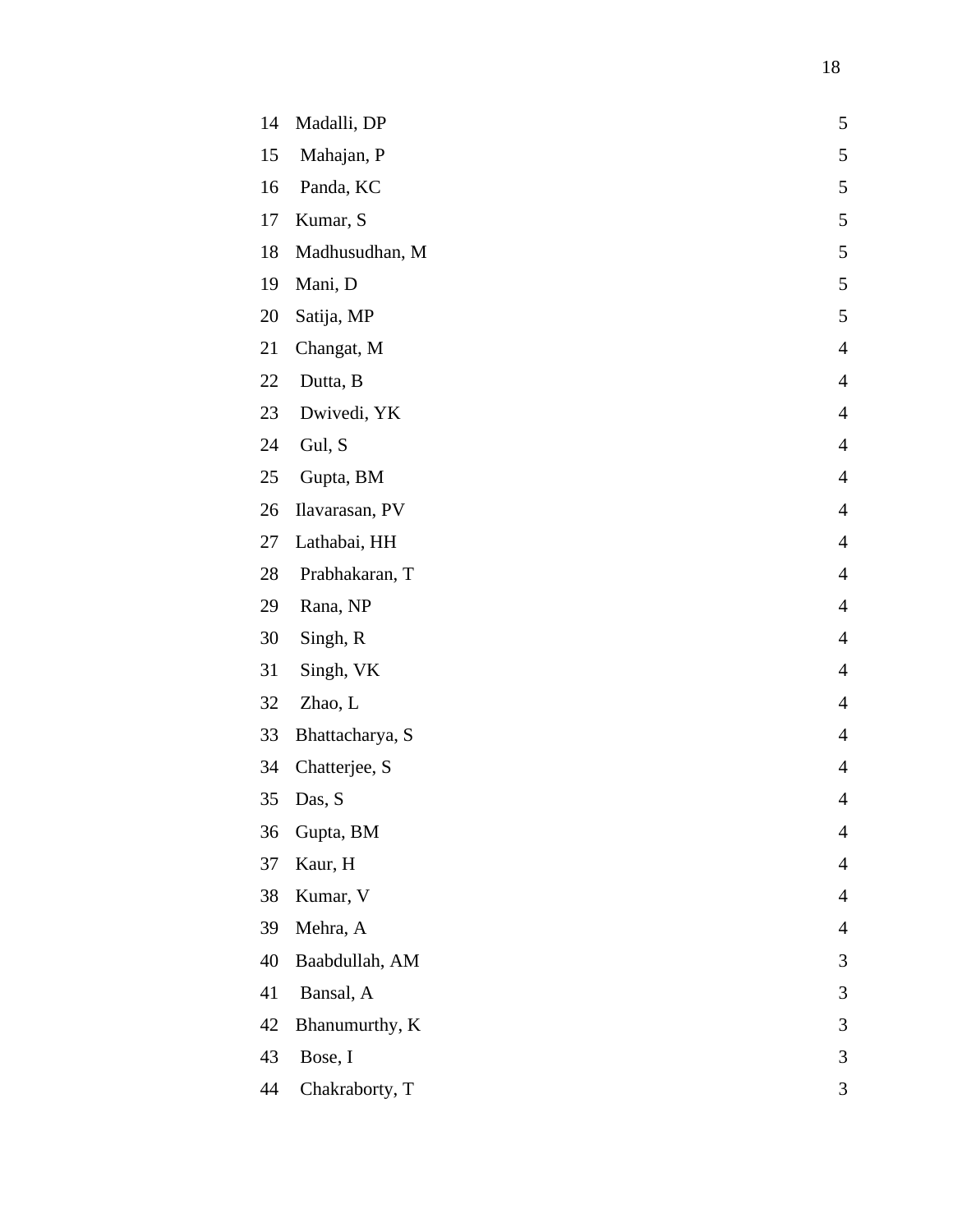| | | |
|---|---|---|
| 14 | Madalli, DP | 5 |
| 15 | Mahajan, P | 5 |
| 16 | Panda, KC | 5 |
| 17 | Kumar, S | 5 |
| 18 | Madhusudhan, M | 5 |
| 19 | Mani, D | 5 |
| 20 | Satija, MP | 5 |
| 21 | Changat, M | 4 |
| 22 | Dutta, B | 4 |
| 23 | Dwivedi, YK | 4 |
| 24 | Gul, S | 4 |
| 25 | Gupta, BM | 4 |
| 26 | Ilavarasan, PV | 4 |
| 27 | Lathabai, HH | 4 |
| 28 | Prabhakaran, T | 4 |
| 29 | Rana, NP | 4 |
| 30 | Singh, R | 4 |
| 31 | Singh, VK | 4 |
| 32 | Zhao, L | 4 |
| 33 | Bhattacharya, S | 4 |
| 34 | Chatterjee, S | 4 |
| 35 | Das, S | 4 |
| 36 | Gupta, BM | 4 |
| 37 | Kaur, H | 4 |
| 38 | Kumar, V | 4 |
| 39 | Mehra, A | 4 |
| 40 | Baabdullah, AM | 3 |
| 41 | Bansal, A | 3 |
| 42 | Bhanumurthy, K | 3 |
| 43 | Bose, I | 3 |
| 44 | Chakraborty, T | 3 |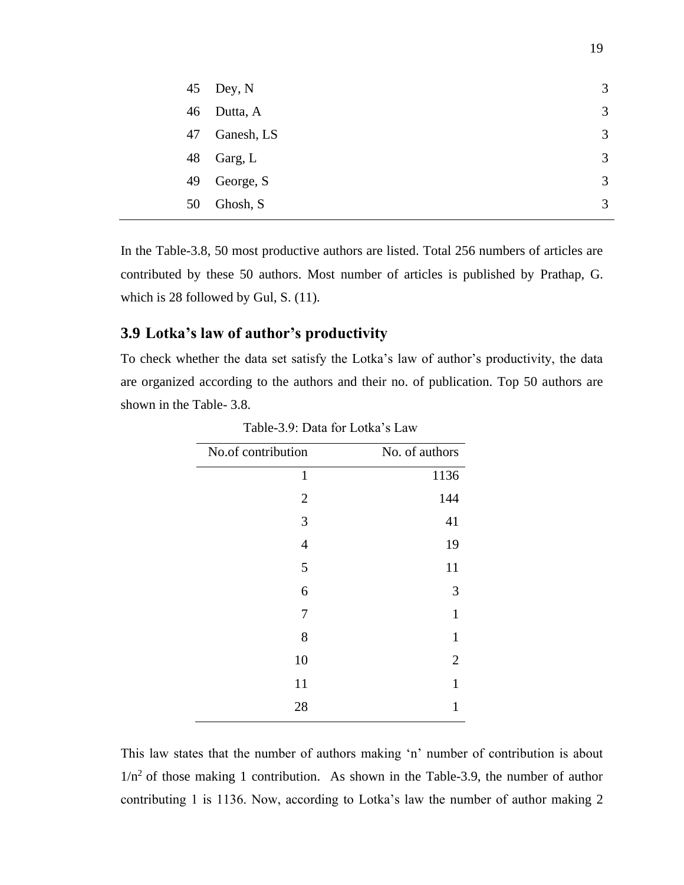| | | |
|---|---|---|
| 45 | Dey, N | 3 |
| 46 | Dutta, A | 3 |
| 47 | Ganesh, LS | 3 |
| 48 | Garg, L | 3 |
| 49 | George, S | 3 |
| 50 | Ghosh, S | 3 |

In the Table-3.8, 50 most productive authors are listed. Total 256 numbers of articles are contributed by these 50 authors. Most number of articles is published by Prathap, G. which is 28 followed by Gul, S. (11).

## 3.9 Lotka's law of author's productivity

To check whether the data set satisfy the Lotka's law of author's productivity, the data are organized according to the authors and their no. of publication. Top 50 authors are shown in the Table- 3.8.

Table-3.9: Data for Lotka's Law

| No.of contribution | No. of authors |
|---:|---:|
| 1 | 1136 |
| 2 | 144 |
| 3 | 41 |
| 4 | 19 |
| 5 | 11 |
| 6 | 3 |
| 7 | 1 |
| 8 | 1 |
| 10 | 2 |
| 11 | 1 |
| 28 | 1 |

This law states that the number of authors making 'n' number of contribution is about $1/n^2$ of those making 1 contribution. As shown in the Table-3.9, the number of author contributing 1 is 1136. Now, according to Lotka's law the number of author making 2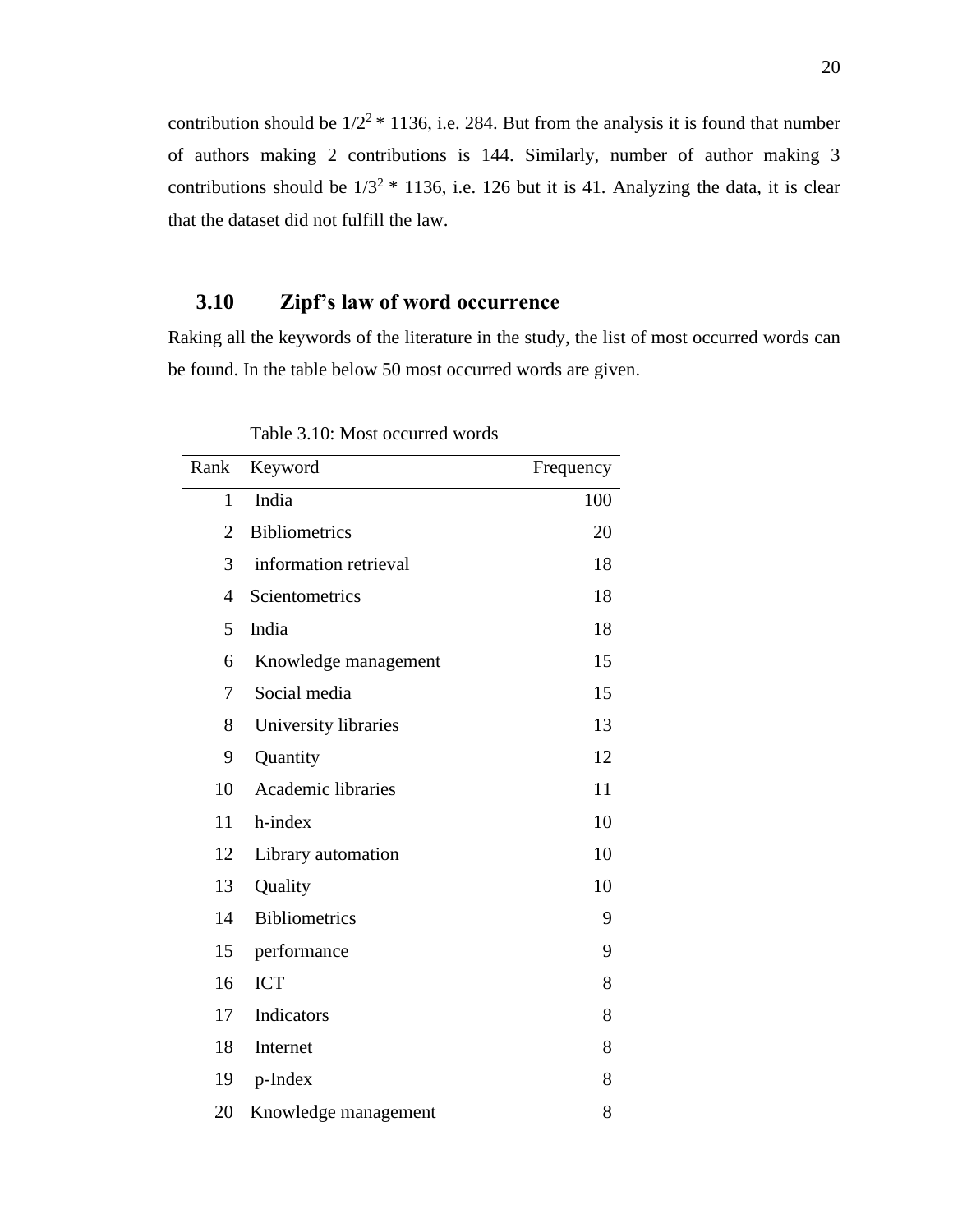contribution should be $1/2^2 * 1136$, i.e. 284. But from the analysis it is found that number of authors making 2 contributions is 144. Similarly, number of author making 3 contributions should be $1/3^2 * 1136$, i.e. 126 but it is 41. Analyzing the data, it is clear that the dataset did not fulfill the law.

## 3.10 Zipf's law of word occurrence

Raking all the keywords of the literature in the study, the list of most occurred words can be found. In the table below 50 most occurred words are given.

Table 3.10: Most occurred words

| Rank | Keyword | Frequency |
|---|---|---|
| 1 | India | 100 |
| 2 | Bibliometrics | 20 |
| 3 | information retrieval | 18 |
| 4 | Scientometrics | 18 |
| 5 | India | 18 |
| 6 | Knowledge management | 15 |
| 7 | Social media | 15 |
| 8 | University libraries | 13 |
| 9 | Quantity | 12 |
| 10 | Academic libraries | 11 |
| 11 | h-index | 10 |
| 12 | Library automation | 10 |
| 13 | Quality | 10 |
| 14 | Bibliometrics | 9 |
| 15 | performance | 9 |
| 16 | ICT | 8 |
| 17 | Indicators | 8 |
| 18 | Internet | 8 |
| 19 | p-Index | 8 |
| 20 | Knowledge management | 8 |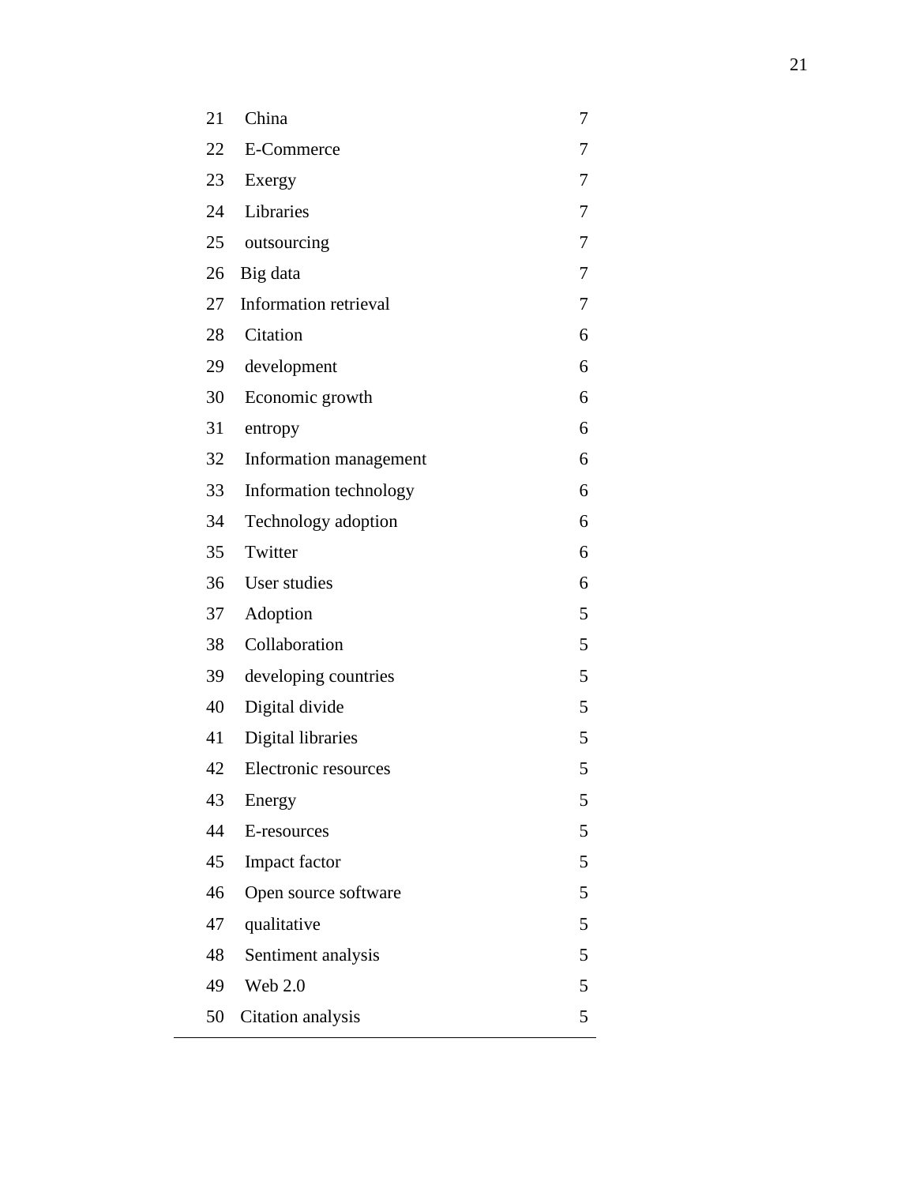| | | |
|---|---|---|
| 21 | China | 7 |
| 22 | E-Commerce | 7 |
| 23 | Exergy | 7 |
| 24 | Libraries | 7 |
| 25 | outsourcing | 7 |
| 26 | Big data | 7 |
| 27 | Information retrieval | 7 |
| 28 | Citation | 6 |
| 29 | development | 6 |
| 30 | Economic growth | 6 |
| 31 | entropy | 6 |
| 32 | Information management | 6 |
| 33 | Information technology | 6 |
| 34 | Technology adoption | 6 |
| 35 | Twitter | 6 |
| 36 | User studies | 6 |
| 37 | Adoption | 5 |
| 38 | Collaboration | 5 |
| 39 | developing countries | 5 |
| 40 | Digital divide | 5 |
| 41 | Digital libraries | 5 |
| 42 | Electronic resources | 5 |
| 43 | Energy | 5 |
| 44 | E-resources | 5 |
| 45 | Impact factor | 5 |
| 46 | Open source software | 5 |
| 47 | qualitative | 5 |
| 48 | Sentiment analysis | 5 |
| 49 | Web 2.0 | 5 |
| 50 | Citation analysis | 5 |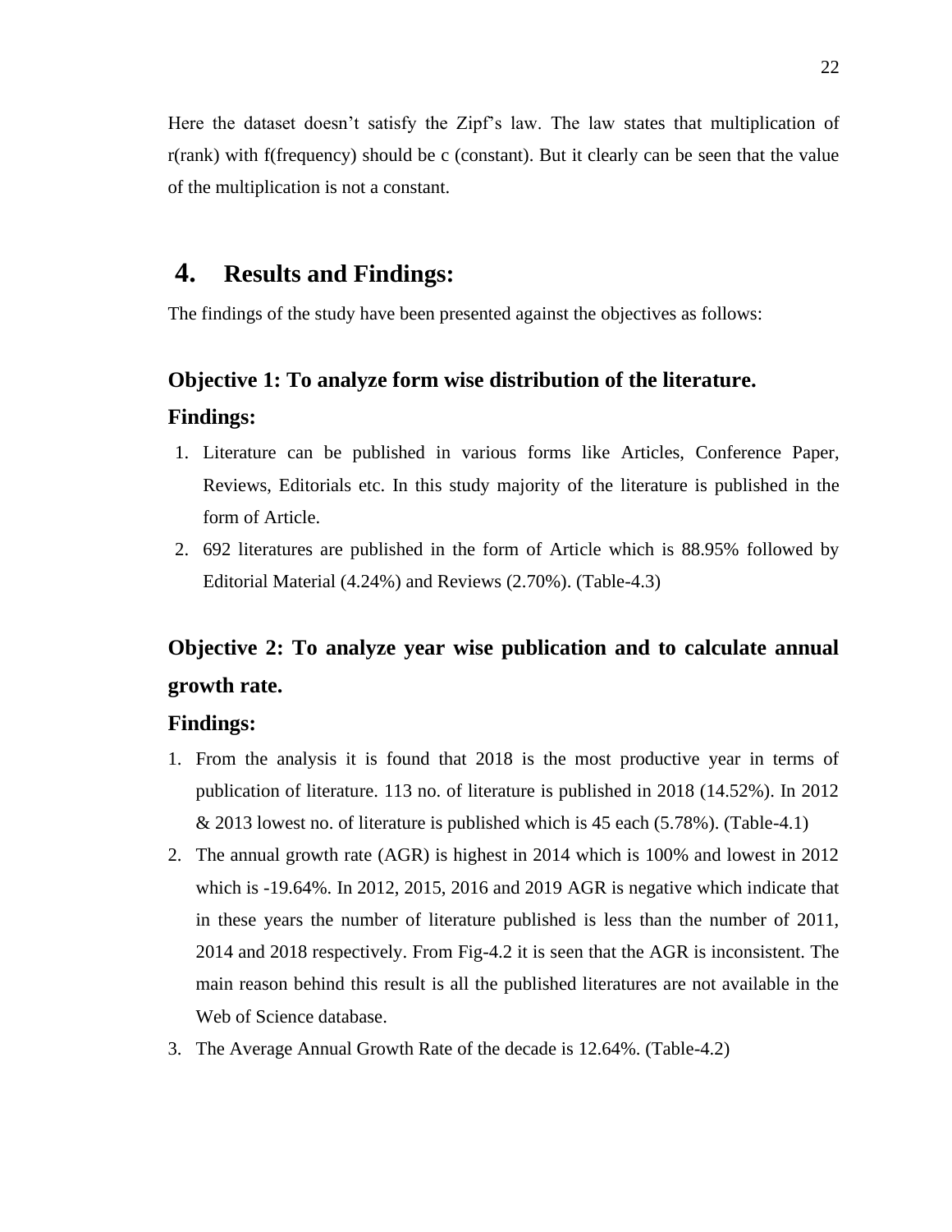Here the dataset doesn't satisfy the Zipf's law. The law states that multiplication of r(rank) with f(frequency) should be c (constant). But it clearly can be seen that the value of the multiplication is not a constant.

# 4. Results and Findings:

The findings of the study have been presented against the objectives as follows:

### Objective 1: To analyze form wise distribution of the literature.

### Findings:

1. Literature can be published in various forms like Articles, Conference Paper, Reviews, Editorials etc. In this study majority of the literature is published in the form of Article.
2. 692 literatures are published in the form of Article which is 88.95% followed by Editorial Material (4.24%) and Reviews (2.70%). (Table-4.3)

### Objective 2: To analyze year wise publication and to calculate annual growth rate.

### Findings:

1. From the analysis it is found that 2018 is the most productive year in terms of publication of literature. 113 no. of literature is published in 2018 (14.52%). In 2012 & 2013 lowest no. of literature is published which is 45 each (5.78%). (Table-4.1)
2. The annual growth rate (AGR) is highest in 2014 which is 100% and lowest in 2012 which is -19.64%. In 2012, 2015, 2016 and 2019 AGR is negative which indicate that in these years the number of literature published is less than the number of 2011, 2014 and 2018 respectively. From Fig-4.2 it is seen that the AGR is inconsistent. The main reason behind this result is all the published literatures are not available in the Web of Science database.
3. The Average Annual Growth Rate of the decade is 12.64%. (Table-4.2)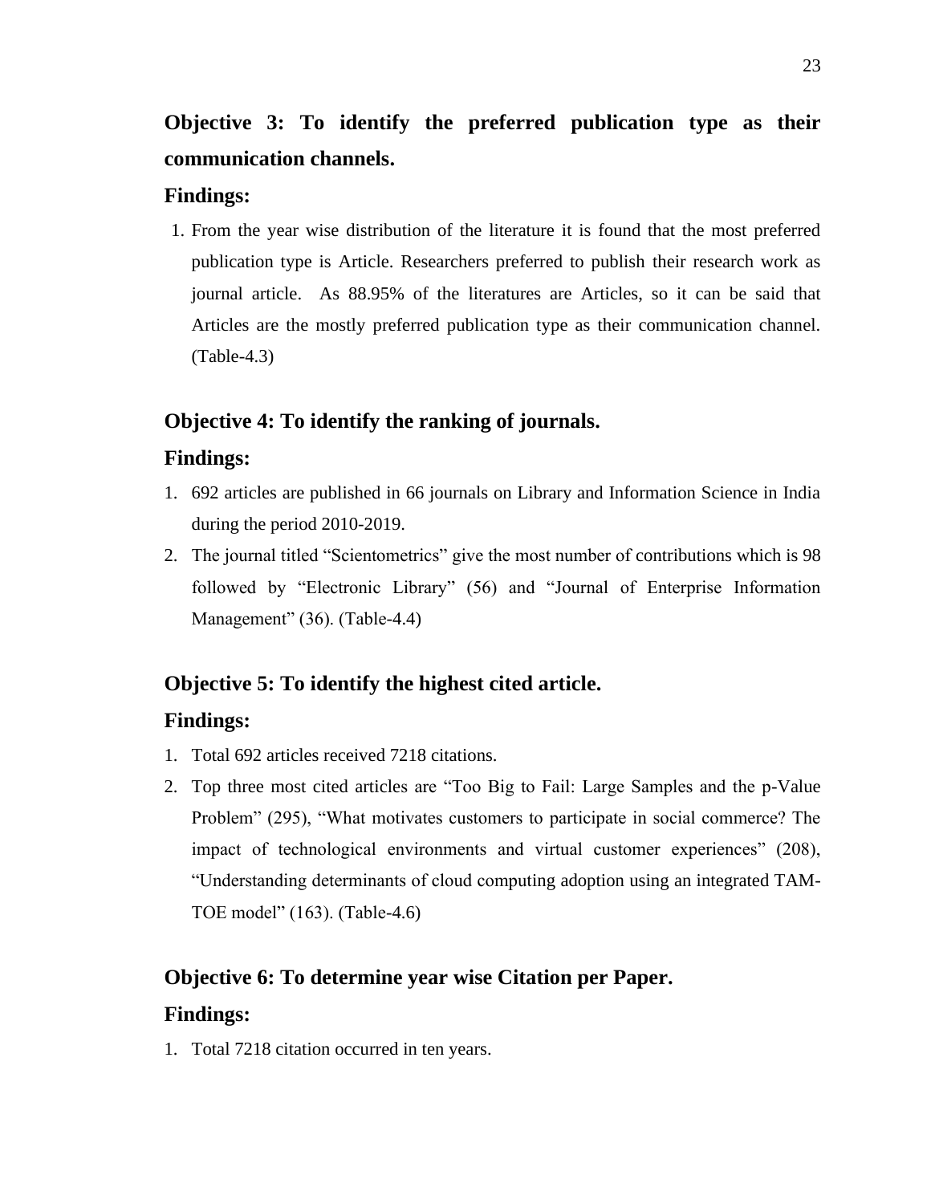### Objective 3: To identify the preferred publication type as their communication channels.

#### Findings:

1. From the year wise distribution of the literature it is found that the most preferred publication type is Article. Researchers preferred to publish their research work as journal article. As 88.95% of the literatures are Articles, so it can be said that Articles are the mostly preferred publication type as their communication channel. (Table-4.3)

### Objective 4: To identify the ranking of journals.

#### Findings:

1. 692 articles are published in 66 journals on Library and Information Science in India during the period 2010-2019.
2. The journal titled "Scientometrics" give the most number of contributions which is 98 followed by "Electronic Library" (56) and "Journal of Enterprise Information Management" (36). (Table-4.4)

### Objective 5: To identify the highest cited article.

#### Findings:

1. Total 692 articles received 7218 citations.
2. Top three most cited articles are "Too Big to Fail: Large Samples and the p-Value Problem" (295), "What motivates customers to participate in social commerce? The impact of technological environments and virtual customer experiences" (208), "Understanding determinants of cloud computing adoption using an integrated TAM-TOE model" (163). (Table-4.6)

### Objective 6: To determine year wise Citation per Paper.

#### Findings:

1. Total 7218 citation occurred in ten years.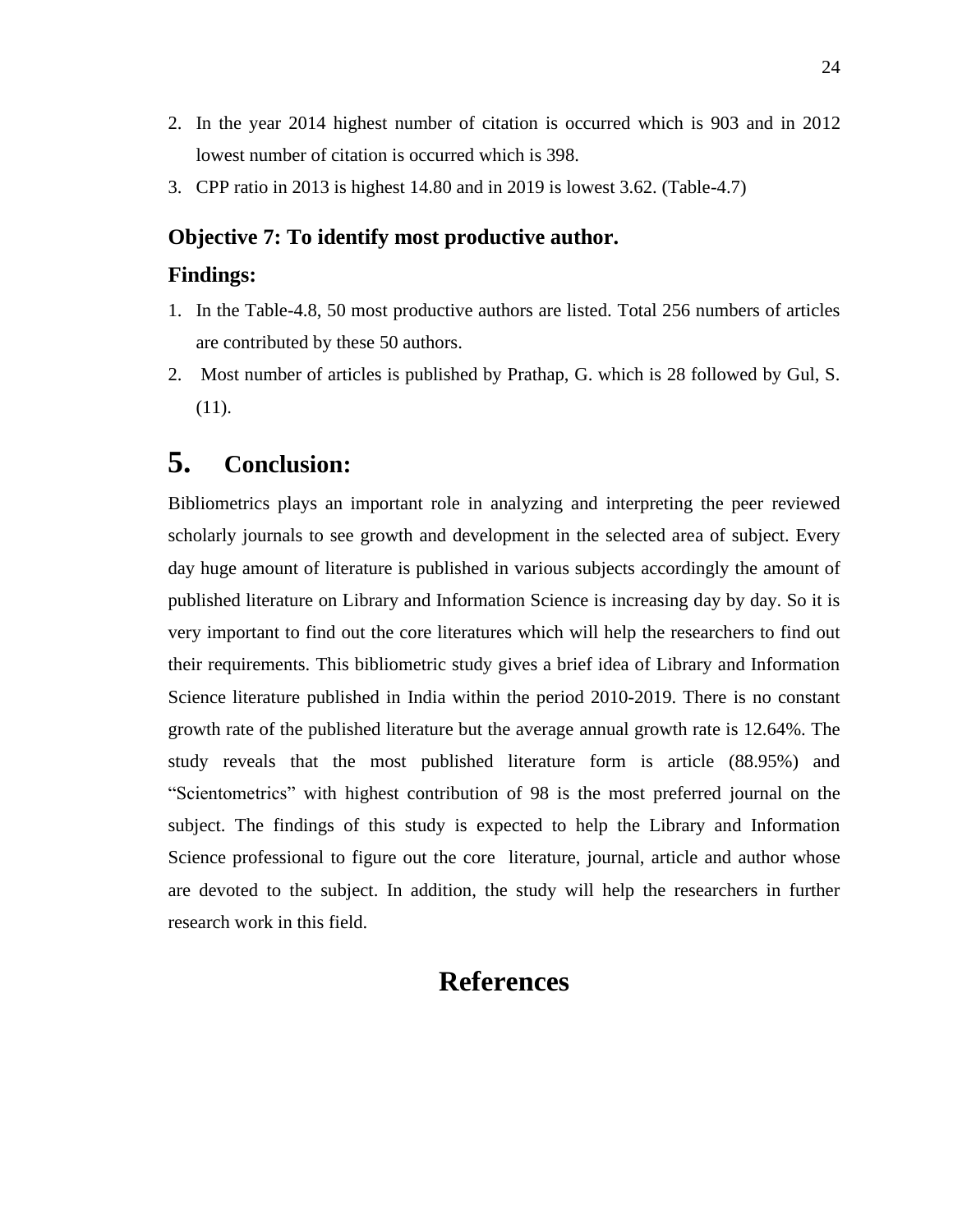2. In the year 2014 highest number of citation is occurred which is 903 and in 2012 lowest number of citation is occurred which is 398.
3. CPP ratio in 2013 is highest 14.80 and in 2019 is lowest 3.62. (Table-4.7)

### Objective 7: To identify most productive author.

### Findings:

1. In the Table-4.8, 50 most productive authors are listed. Total 256 numbers of articles are contributed by these 50 authors.
2. Most number of articles is published by Prathap, G. which is 28 followed by Gul, S. (11).

## 5. Conclusion:

Bibliometrics plays an important role in analyzing and interpreting the peer reviewed scholarly journals to see growth and development in the selected area of subject. Every day huge amount of literature is published in various subjects accordingly the amount of published literature on Library and Information Science is increasing day by day. So it is very important to find out the core literatures which will help the researchers to find out their requirements. This bibliometric study gives a brief idea of Library and Information Science literature published in India within the period 2010-2019. There is no constant growth rate of the published literature but the average annual growth rate is 12.64%. The study reveals that the most published literature form is article (88.95%) and “Scientometrics” with highest contribution of 98 is the most preferred journal on the subject. The findings of this study is expected to help the Library and Information Science professional to figure out the core literature, journal, article and author whose are devoted to the subject. In addition, the study will help the researchers in further research work in this field.

# References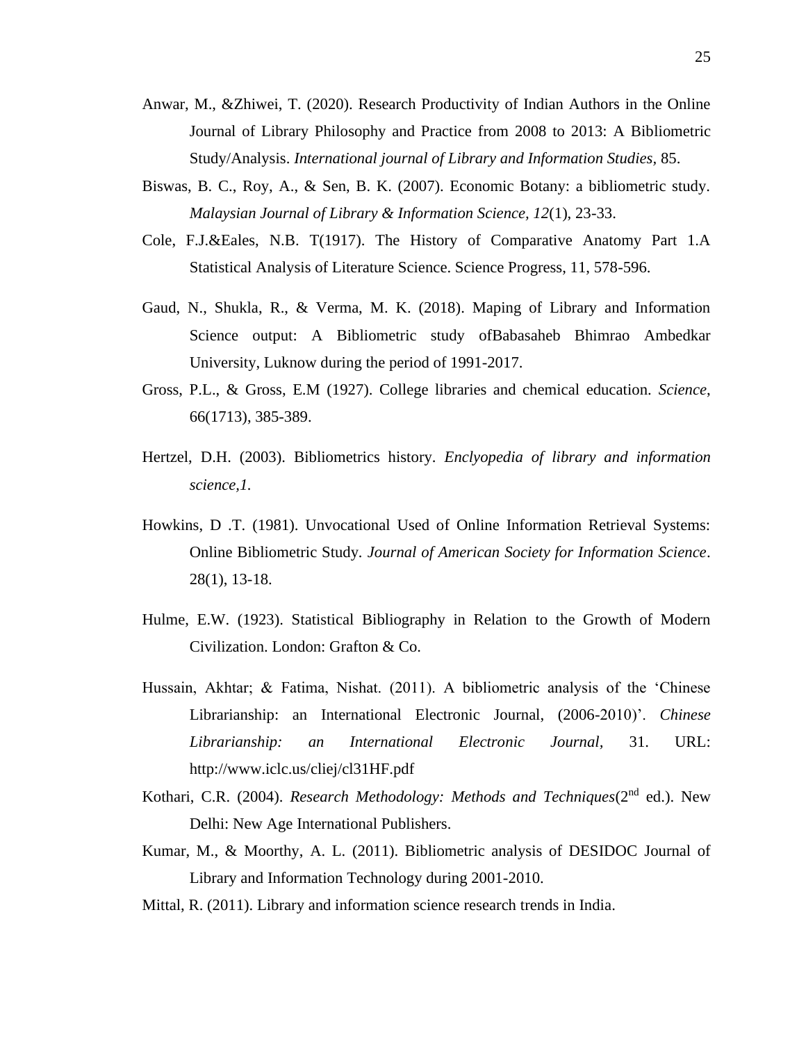Anwar, M., &Zhiwei, T. (2020). Research Productivity of Indian Authors in the Online Journal of Library Philosophy and Practice from 2008 to 2013: A Bibliometric Study/Analysis. *International journal of Library and Information Studies*, 85.

Biswas, B. C., Roy, A., & Sen, B. K. (2007). Economic Botany: a bibliometric study. *Malaysian Journal of Library & Information Science, 12*(1), 23-33.

Cole, F.J.&Eales, N.B. T(1917). The History of Comparative Anatomy Part 1.A Statistical Analysis of Literature Science. Science Progress, 11, 578-596.

Gaud, N., Shukla, R., & Verma, M. K. (2018). Maping of Library and Information Science output: A Bibliometric study ofBabasaheb Bhimrao Ambedkar University, Luknow during the period of 1991-2017.

Gross, P.L., & Gross, E.M (1927). College libraries and chemical education. *Science*, 66(1713), 385-389.

Hertzel, D.H. (2003). Bibliometrics history. *Enclyopedia of library and information science,1.*

Howkins, D .T. (1981). Unvocational Used of Online Information Retrieval Systems: Online Bibliometric Study. *Journal of American Society for Information Science*. 28(1), 13-18.

Hulme, E.W. (1923). Statistical Bibliography in Relation to the Growth of Modern Civilization. London: Grafton & Co.

Hussain, Akhtar; & Fatima, Nishat. (2011). A bibliometric analysis of the 'Chinese Librarianship: an International Electronic Journal, (2006-2010)'. *Chinese Librarianship: an International Electronic Journal*, 31. URL: http://www.iclc.us/cliej/cl31HF.pdf

Kothari, C.R. (2004). *Research Methodology: Methods and Techniques*(2nd ed.). New Delhi: New Age International Publishers.

Kumar, M., & Moorthy, A. L. (2011). Bibliometric analysis of DESIDOC Journal of Library and Information Technology during 2001-2010.

Mittal, R. (2011). Library and information science research trends in India.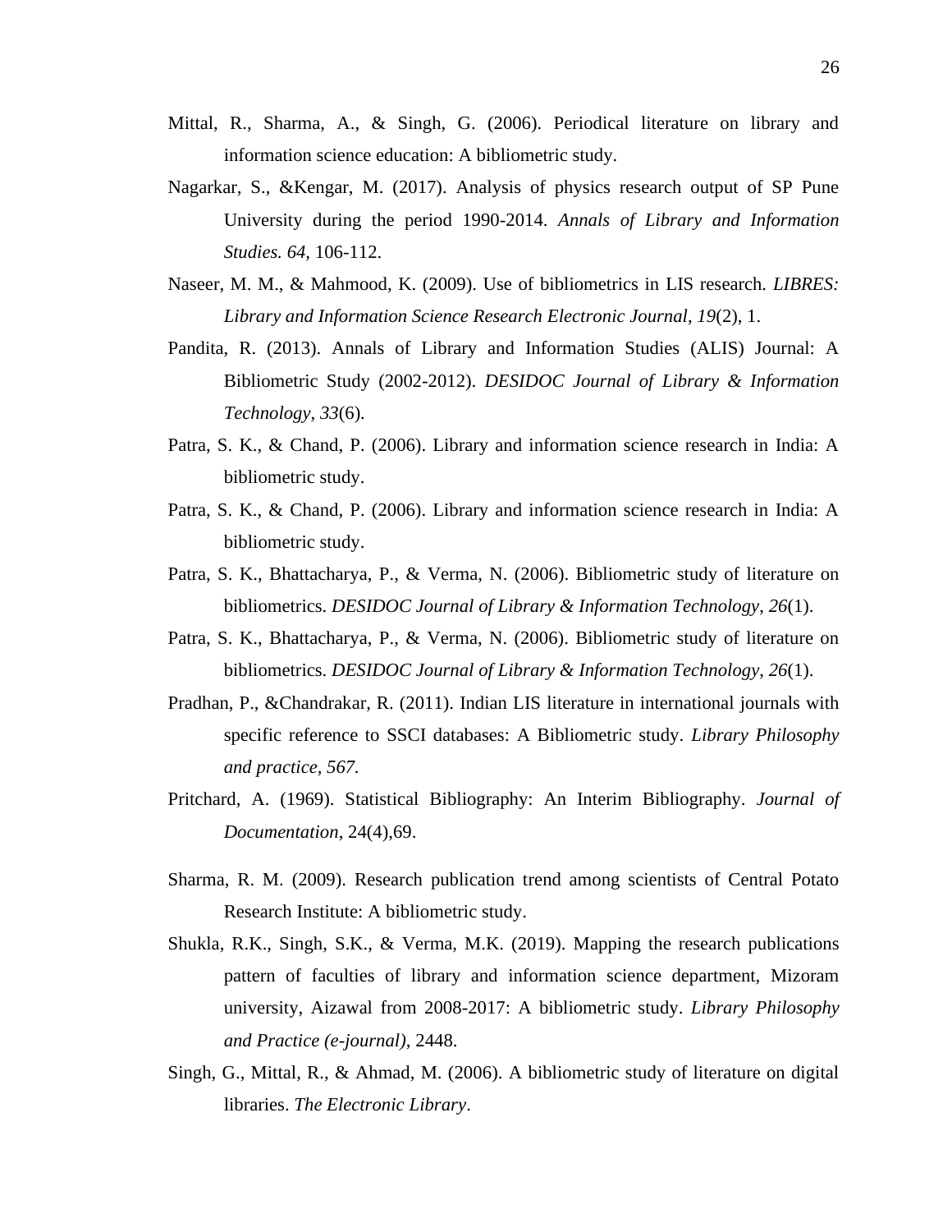Mittal, R., Sharma, A., & Singh, G. (2006). Periodical literature on library and information science education: A bibliometric study.

Nagarkar, S., &Kengar, M. (2017). Analysis of physics research output of SP Pune University during the period 1990-2014. *Annals of Library and Information Studies. 64,* 106-112.

Naseer, M. M., & Mahmood, K. (2009). Use of bibliometrics in LIS research. *LIBRES: Library and Information Science Research Electronic Journal, 19*(2), 1.

Pandita, R. (2013). Annals of Library and Information Studies (ALIS) Journal: A Bibliometric Study (2002-2012). *DESIDOC Journal of Library & Information Technology, 33*(6).

Patra, S. K., & Chand, P. (2006). Library and information science research in India: A bibliometric study.

Patra, S. K., & Chand, P. (2006). Library and information science research in India: A bibliometric study.

Patra, S. K., Bhattacharya, P., & Verma, N. (2006). Bibliometric study of literature on bibliometrics. *DESIDOC Journal of Library & Information Technology*, *26*(1).

Patra, S. K., Bhattacharya, P., & Verma, N. (2006). Bibliometric study of literature on bibliometrics. *DESIDOC Journal of Library & Information Technology*, *26*(1).

Pradhan, P., &Chandrakar, R. (2011). Indian LIS literature in international journals with specific reference to SSCI databases: A Bibliometric study. *Library Philosophy and practice, 567.*

Pritchard, A. (1969). Statistical Bibliography: An Interim Bibliography. *Journal of Documentation*, 24(4),69.

Sharma, R. M. (2009). Research publication trend among scientists of Central Potato Research Institute: A bibliometric study.

Shukla, R.K., Singh, S.K., & Verma, M.K. (2019). Mapping the research publications pattern of faculties of library and information science department, Mizoram university, Aizawal from 2008-2017: A bibliometric study. *Library Philosophy and Practice (e-journal)*, 2448.

Singh, G., Mittal, R., & Ahmad, M. (2006). A bibliometric study of literature on digital libraries. *The Electronic Library*.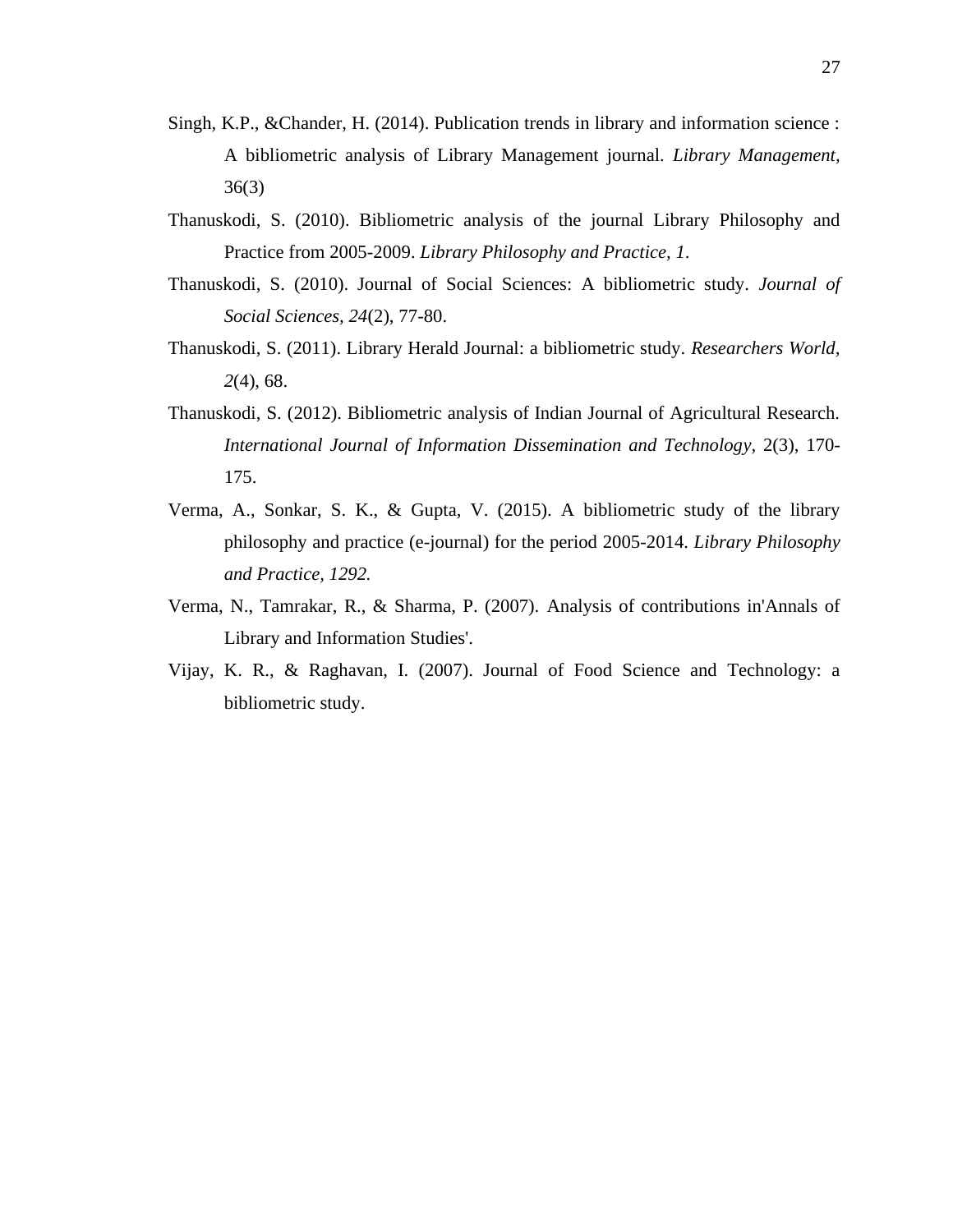Singh, K.P., &Chander, H. (2014). Publication trends in library and information science : A bibliometric analysis of Library Management journal. *Library Management*, 36(3)

Thanuskodi, S. (2010). Bibliometric analysis of the journal Library Philosophy and Practice from 2005-2009. *Library Philosophy and Practice, 1*.

Thanuskodi, S. (2010). Journal of Social Sciences: A bibliometric study. *Journal of Social Sciences, 24*(2), 77-80.

Thanuskodi, S. (2011). Library Herald Journal: a bibliometric study. *Researchers World, 2*(4), 68.

Thanuskodi, S. (2012). Bibliometric analysis of Indian Journal of Agricultural Research. *International Journal of Information Dissemination and Technology*, 2(3), 170-175.

Verma, A., Sonkar, S. K., & Gupta, V. (2015). A bibliometric study of the library philosophy and practice (e-journal) for the period 2005-2014. *Library Philosophy and Practice, 1292.*

Verma, N., Tamrakar, R., & Sharma, P. (2007). Analysis of contributions in'Annals of Library and Information Studies'.

Vijay, K. R., & Raghavan, I. (2007). Journal of Food Science and Technology: a bibliometric study.